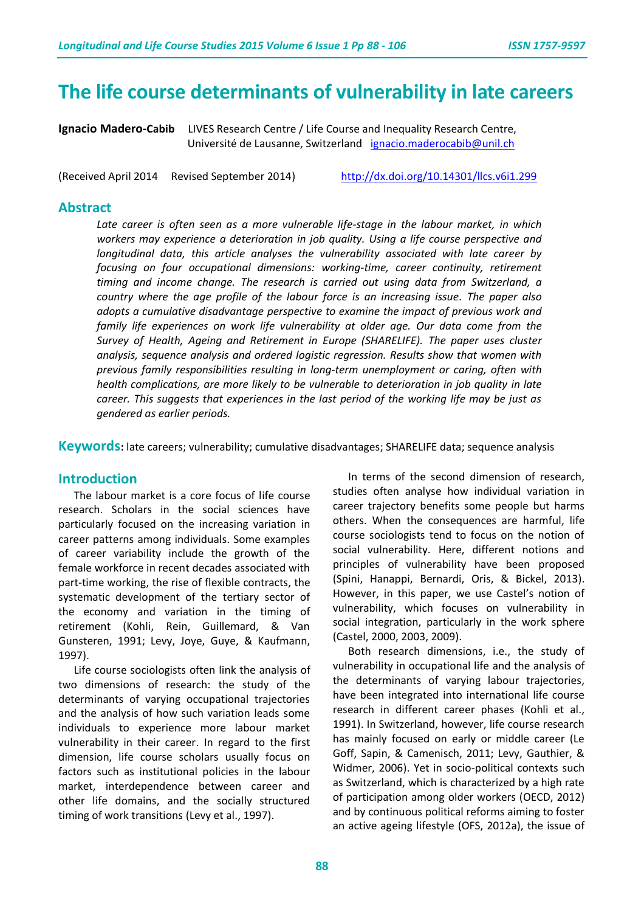# The life course determinants of vulnerability in late careers

**Ignacio Madero-Cabib** LIVES Research Centre / Life Course and Inequality Research Centre, Université de Lausanne, Switzerland ignacio.maderocabib@unil.ch

(Received April 2014 Revised September 2014) http://dx.doi.org/10.14301/llcs.v6i1.299

## Abstract

*Late career is often seen as a more vulnerable life-stage in the labour market, in which workers may experience a deterioration in job quality. Using a life course perspective and longitudinal data, this article analyses the vulnerability associated with late career by focusing on four occupational dimensions: working-time, career continuity, retirement timing and income change. The research is carried out using data from Switzerland, a country where the age profile of the labour force is an increasing issue. The paper also adopts a cumulative disadvantage perspective to examine the impact of previous work and family life experiences on work life vulnerability at older age. Our data come from the Survey of Health, Ageing and Retirement in Europe (SHARELIFE). The paper uses cluster analysis, sequence analysis and ordered logistic regression. Results show that women with previous family responsibilities resulting in long-term unemployment or caring, often with health complications, are more likely to be vulnerable to deterioration in job quality in late career. This suggests that experiences in the last period of the working life may be just as gendered as earlier periods.*

**Keywords:** late careers; vulnerability; cumulative disadvantages; SHARELIFE data; sequence analysis

## Introduction

The labour market is a core focus of life course research. Scholars in the social sciences have particularly focused on the increasing variation in career patterns among individuals. Some examples of career variability include the growth of the female workforce in recent decades associated with part-time working, the rise of flexible contracts, the systematic development of the tertiary sector of the economy and variation in the timing of retirement (Kohli, Rein, Guillemard, & Van Gunsteren, 1991; Levy, Joye, Guye, & Kaufmann, 1997).

Life course sociologists often link the analysis of two dimensions of research: the study of the determinants of varying occupational trajectories and the analysis of how such variation leads some individuals to experience more labour market vulnerability in their career. In regard to the first dimension, life course scholars usually focus on factors such as institutional policies in the labour market, interdependence between career and other life domains, and the socially structured timing of work transitions (Levy et al., 1997).

In terms of the second dimension of research, studies often analyse how individual variation in career trajectory benefits some people but harms others. When the consequences are harmful, life course sociologists tend to focus on the notion of social vulnerability. Here, different notions and principles of vulnerability have been proposed (Spini, Hanappi, Bernardi, Oris, & Bickel, 2013). However, in this paper, we use Castel's notion of vulnerability, which focuses on vulnerability in social integration, particularly in the work sphere (Castel, 2000, 2003, 2009).

Both research dimensions, i.e., the study of vulnerability in occupational life and the analysis of the determinants of varying labour trajectories, have been integrated into international life course research in different career phases (Kohli et al., 1991). In Switzerland, however, life course research has mainly focused on early or middle career (Le Goff, Sapin, & Camenisch, 2011; Levy, Gauthier, & Widmer, 2006). Yet in socio-political contexts such as Switzerland, which is characterized by a high rate of participation among older workers (OECD, 2012) and by continuous political reforms aiming to foster an active ageing lifestyle (OFS, 2012a), the issue of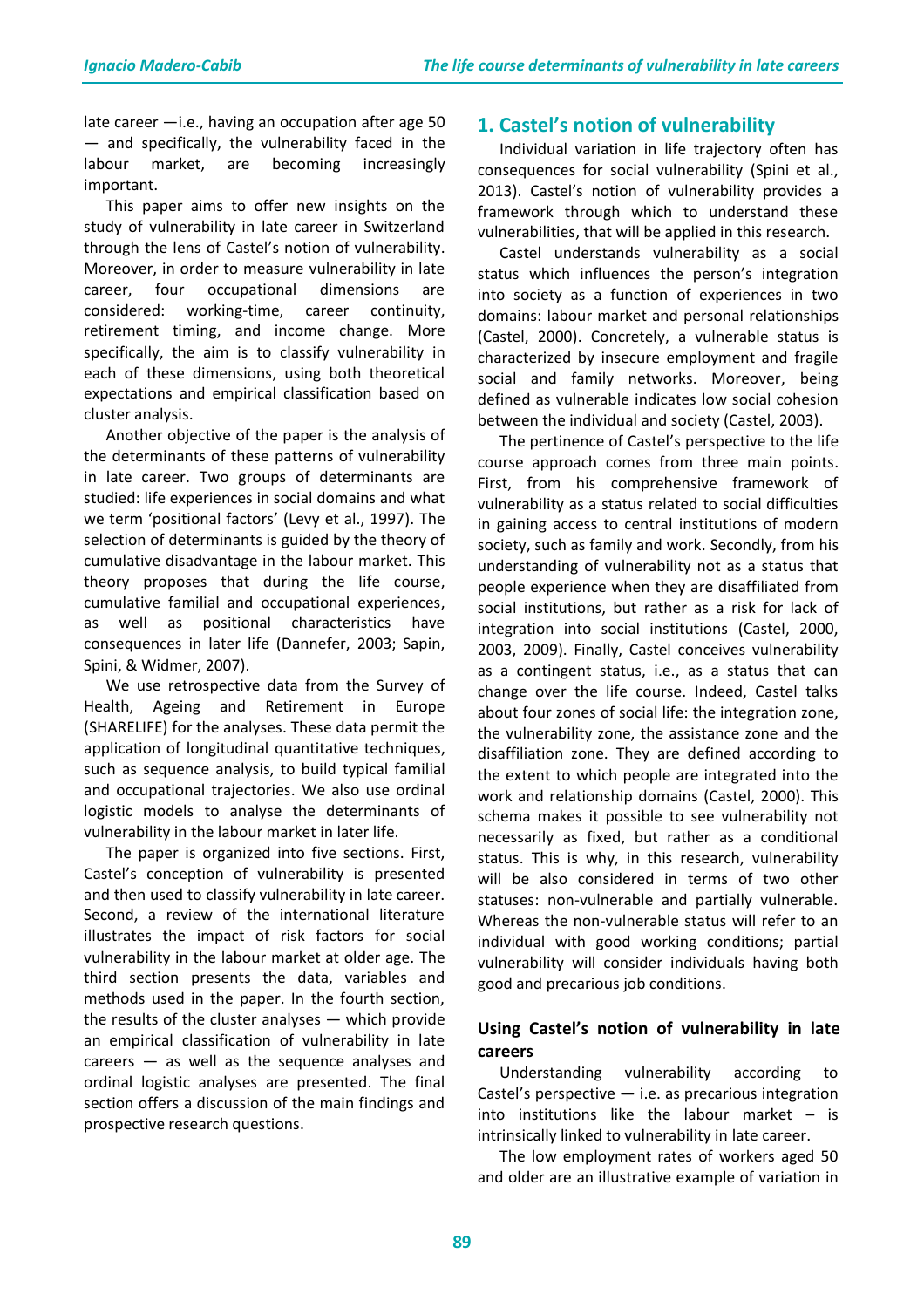late career —i.e., having an occupation after age 50 — and specifically, the vulnerability faced in the labour market, are becoming increasingly important.

This paper aims to offer new insights on the study of vulnerability in late career in Switzerland through the lens of Castel's notion of vulnerability. Moreover, in order to measure vulnerability in late career, four occupational dimensions are considered: working-time, career continuity, retirement timing, and income change. More specifically, the aim is to classify vulnerability in each of these dimensions, using both theoretical expectations and empirical classification based on cluster analysis.

Another objective of the paper is the analysis of the determinants of these patterns of vulnerability in late career. Two groups of determinants are studied: life experiences in social domains and what we term 'positional factors' (Levy et al., 1997). The selection of determinants is guided by the theory of cumulative disadvantage in the labour market. This theory proposes that during the life course, cumulative familial and occupational experiences, as well as positional characteristics have consequences in later life (Dannefer, 2003; Sapin, Spini, & Widmer, 2007).

We use retrospective data from the Survey of Health, Ageing and Retirement in Europe (SHARELIFE) for the analyses. These data permit the application of longitudinal quantitative techniques, such as sequence analysis, to build typical familial and occupational trajectories. We also use ordinal logistic models to analyse the determinants of vulnerability in the labour market in later life.

The paper is organized into five sections. First, Castel's conception of vulnerability is presented and then used to classify vulnerability in late career. Second, a review of the international literature illustrates the impact of risk factors for social vulnerability in the labour market at older age. The third section presents the data, variables and methods used in the paper. In the fourth section, the results of the cluster analyses — which provide an empirical classification of vulnerability in late careers — as well as the sequence analyses and ordinal logistic analyses are presented. The final section offers a discussion of the main findings and prospective research questions.

## 1. Castel's notion of vulnerability

Individual variation in life trajectory often has consequences for social vulnerability (Spini et al., 2013). Castel's notion of vulnerability provides a framework through which to understand these vulnerabilities, that will be applied in this research.

Castel understands vulnerability as a social status which influences the person's integration into society as a function of experiences in two domains: labour market and personal relationships (Castel, 2000). Concretely, a vulnerable status is characterized by insecure employment and fragile social and family networks. Moreover, being defined as vulnerable indicates low social cohesion between the individual and society (Castel, 2003).

The pertinence of Castel's perspective to the life course approach comes from three main points. First, from his comprehensive framework of vulnerability as a status related to social difficulties in gaining access to central institutions of modern society, such as family and work. Secondly, from his understanding of vulnerability not as a status that people experience when they are disaffiliated from social institutions, but rather as a risk for lack of integration into social institutions (Castel, 2000, 2003, 2009). Finally, Castel conceives vulnerability as a contingent status, i.e., as a status that can change over the life course. Indeed, Castel talks about four zones of social life: the integration zone, the vulnerability zone, the assistance zone and the disaffiliation zone. They are defined according to the extent to which people are integrated into the work and relationship domains (Castel, 2000). This schema makes it possible to see vulnerability not necessarily as fixed, but rather as a conditional status. This is why, in this research, vulnerability will be also considered in terms of two other statuses: non-vulnerable and partially vulnerable. Whereas the non-vulnerable status will refer to an individual with good working conditions; partial vulnerability will consider individuals having both good and precarious job conditions.

### Using Castel's notion of vulnerability in late careers

Understanding vulnerability according to Castel's perspective — i.e. as precarious integration into institutions like the labour market – is intrinsically linked to vulnerability in late career.

The low employment rates of workers aged 50 and older are an illustrative example of variation in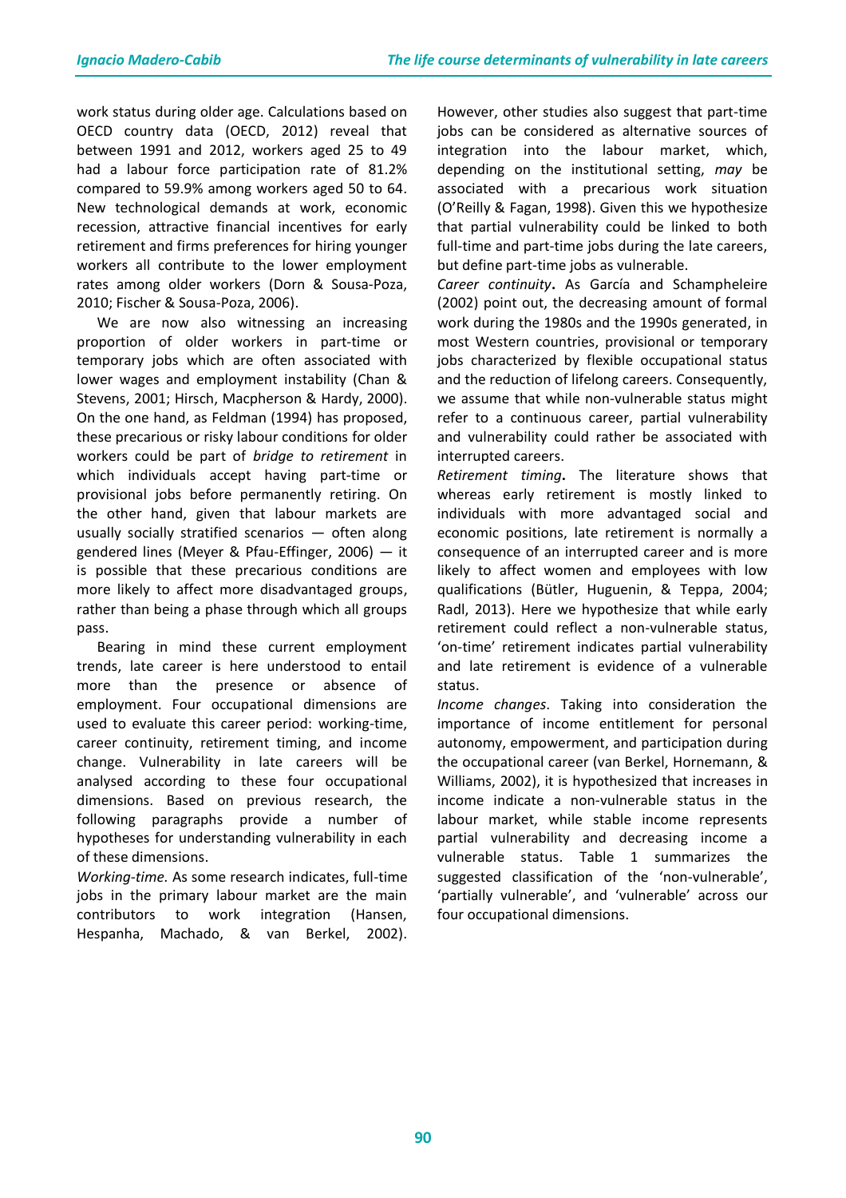work status during older age. Calculations based on OECD country data (OECD, 2012) reveal that between 1991 and 2012, workers aged 25 to 49 had a labour force participation rate of 81.2% compared to 59.9% among workers aged 50 to 64. New technological demands at work, economic recession, attractive financial incentives for early retirement and firms preferences for hiring younger workers all contribute to the lower employment rates among older workers (Dorn & Sousa-Poza, 2010; Fischer & Sousa-Poza, 2006).

We are now also witnessing an increasing proportion of older workers in part-time or temporary jobs which are often associated with lower wages and employment instability (Chan & Stevens, 2001; Hirsch, Macpherson & Hardy, 2000). On the one hand, as Feldman (1994) has proposed, these precarious or risky labour conditions for older workers could be part of *bridge to retirement* in which individuals accept having part-time or provisional jobs before permanently retiring. On the other hand, given that labour markets are usually socially stratified scenarios — often along gendered lines (Meyer & Pfau-Effinger, 2006) — it is possible that these precarious conditions are more likely to affect more disadvantaged groups, rather than being a phase through which all groups pass.

Bearing in mind these current employment trends, late career is here understood to entail more than the presence or absence of employment. Four occupational dimensions are used to evaluate this career period: working-time, career continuity, retirement timing, and income change. Vulnerability in late careers will be analysed according to these four occupational dimensions. Based on previous research, the following paragraphs provide a number of hypotheses for understanding vulnerability in each of these dimensions.

*Working-time.* As some research indicates, full-time jobs in the primary labour market are the main contributors to work integration (Hansen, Hespanha, Machado, & van Berkel, 2002). However, other studies also suggest that part-time jobs can be considered as alternative sources of integration into the labour market, which, depending on the institutional setting, *may* be associated with a precarious work situation (O'Reilly & Fagan, 1998). Given this we hypothesize that partial vulnerability could be linked to both full-time and part-time jobs during the late careers, but define part-time jobs as vulnerable.

*Career continuity***.** As García and Schampheleire (2002) point out, the decreasing amount of formal work during the 1980s and the 1990s generated, in most Western countries, provisional or temporary jobs characterized by flexible occupational status and the reduction of lifelong careers. Consequently, we assume that while non-vulnerable status might refer to a continuous career, partial vulnerability and vulnerability could rather be associated with interrupted careers.

*Retirement timing***.** The literature shows that whereas early retirement is mostly linked to individuals with more advantaged social and economic positions, late retirement is normally a consequence of an interrupted career and is more likely to affect women and employees with low qualifications (Bütler, Huguenin, & Teppa, 2004; Radl, 2013). Here we hypothesize that while early retirement could reflect a non-vulnerable status, 'on-time' retirement indicates partial vulnerability and late retirement is evidence of a vulnerable status.

*Income changes*. Taking into consideration the importance of income entitlement for personal autonomy, empowerment, and participation during the occupational career (van Berkel, Hornemann, & Williams, 2002), it is hypothesized that increases in income indicate a non-vulnerable status in the labour market, while stable income represents partial vulnerability and decreasing income a vulnerable status. Table 1 summarizes the suggested classification of the 'non-vulnerable', 'partially vulnerable', and 'vulnerable' across our four occupational dimensions.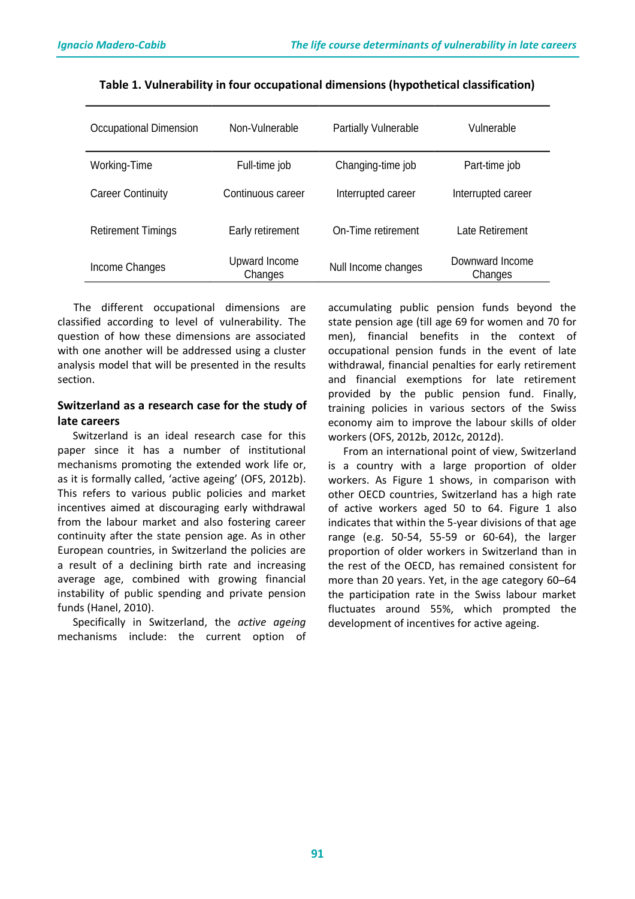**Table 1. Vulnerability in four occupational dimensions (hypothetical classification)**

| Occupational Dimension | Non-Vulnerable | Partially Vulnerable | Vulnerable |
|---|---|---|---|
| Working-Time | Full-time job | Changing-time job | Part-time job |
| Career Continuity | Continuous career | Interrupted career | Interrupted career |
| Retirement Timings | Early retirement | On-Time retirement | Late Retirement |
| Income Changes | Upward Income Changes | Null Income changes | Downward Income Changes |

The different occupational dimensions are classified according to level of vulnerability. The question of how these dimensions are associated with one another will be addressed using a cluster analysis model that will be presented in the results section.

## Switzerland as a research case for the study of late careers

Switzerland is an ideal research case for this paper since it has a number of institutional mechanisms promoting the extended work life or, as it is formally called, 'active ageing' (OFS, 2012b). This refers to various public policies and market incentives aimed at discouraging early withdrawal from the labour market and also fostering career continuity after the state pension age. As in other European countries, in Switzerland the policies are a result of a declining birth rate and increasing average age, combined with growing financial instability of public spending and private pension funds (Hanel, 2010).

Specifically in Switzerland, the *active ageing* mechanisms include: the current option of accumulating public pension funds beyond the state pension age (till age 69 for women and 70 for men), financial benefits in the context of occupational pension funds in the event of late withdrawal, financial penalties for early retirement and financial exemptions for late retirement provided by the public pension fund. Finally, training policies in various sectors of the Swiss economy aim to improve the labour skills of older workers (OFS, 2012b, 2012c, 2012d).

From an international point of view, Switzerland is a country with a large proportion of older workers. As Figure 1 shows, in comparison with other OECD countries, Switzerland has a high rate of active workers aged 50 to 64. Figure 1 also indicates that within the 5-year divisions of that age range (e.g. 50-54, 55-59 or 60-64), the larger proportion of older workers in Switzerland than in the rest of the OECD, has remained consistent for more than 20 years. Yet, in the age category 60–64 the participation rate in the Swiss labour market fluctuates around 55%, which prompted the development of incentives for active ageing.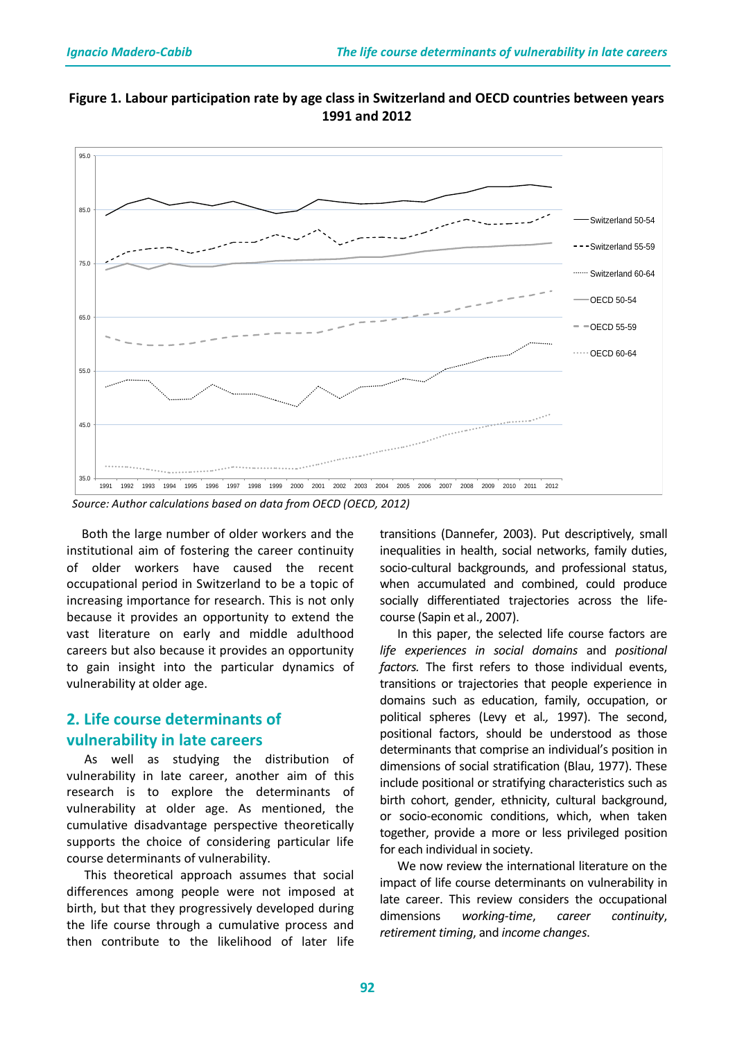**Figure 1. Labour participation rate by age class in Switzerland and OECD countries between years 1991 and 2012**

*Source: Author calculations based on data from OECD (OECD, 2012)*

Both the large number of older workers and the institutional aim of fostering the career continuity of older workers have caused the recent occupational period in Switzerland to be a topic of increasing importance for research. This is not only because it provides an opportunity to extend the vast literature on early and middle adulthood careers but also because it provides an opportunity to gain insight into the particular dynamics of vulnerability at older age.

## 2. Life course determinants of vulnerability in late careers

As well as studying the distribution of vulnerability in late career, another aim of this research is to explore the determinants of vulnerability at older age. As mentioned, the cumulative disadvantage perspective theoretically supports the choice of considering particular life course determinants of vulnerability.

This theoretical approach assumes that social differences among people were not imposed at birth, but that they progressively developed during the life course through a cumulative process and then contribute to the likelihood of later life transitions (Dannefer, 2003). Put descriptively, small inequalities in health, social networks, family duties, socio-cultural backgrounds, and professional status, when accumulated and combined, could produce socially differentiated trajectories across the life-course (Sapin et al., 2007).

In this paper, the selected life course factors are *life experiences in social domains* and *positional factors.* The first refers to those individual events, transitions or trajectories that people experience in domains such as education, family, occupation, or political spheres (Levy et al*.,* 1997). The second, positional factors, should be understood as those determinants that comprise an individual's position in dimensions of social stratification (Blau, 1977). These include positional or stratifying characteristics such as birth cohort, gender, ethnicity, cultural background, or socio-economic conditions, which, when taken together, provide a more or less privileged position for each individual in society.

We now review the international literature on the impact of life course determinants on vulnerability in late career. This review considers the occupational dimensions *working-time*, *career continuity*, *retirement timing*, and *income changes*.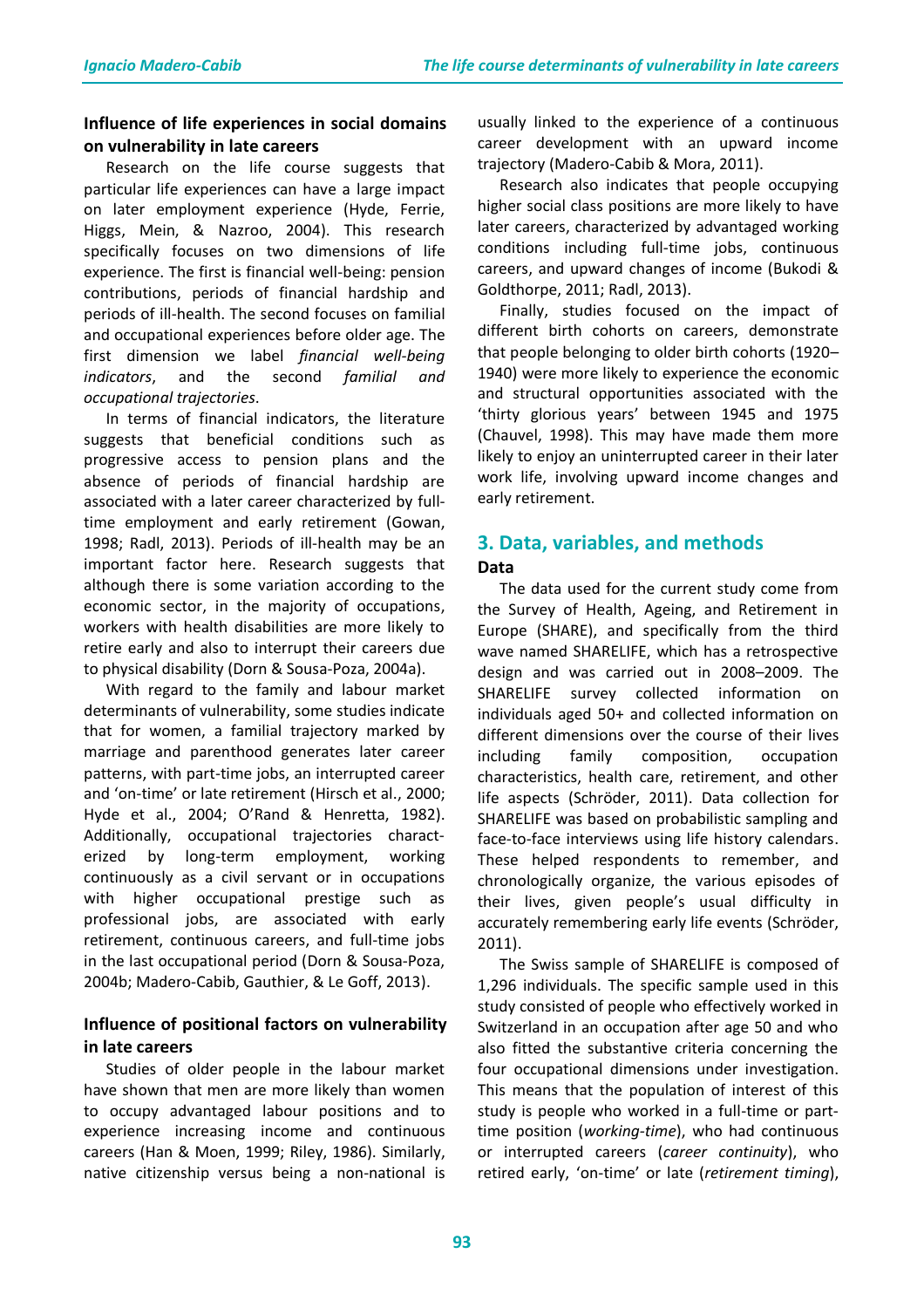### Influence of life experiences in social domains on vulnerability in late careers

Research on the life course suggests that particular life experiences can have a large impact on later employment experience (Hyde, Ferrie, Higgs, Mein, & Nazroo, 2004). This research specifically focuses on two dimensions of life experience. The first is financial well-being: pension contributions, periods of financial hardship and periods of ill-health. The second focuses on familial and occupational experiences before older age. The first dimension we label *financial well-being indicators*, and the second *familial and occupational trajectories*.

In terms of financial indicators, the literature suggests that beneficial conditions such as progressive access to pension plans and the absence of periods of financial hardship are associated with a later career characterized by full-time employment and early retirement (Gowan, 1998; Radl, 2013). Periods of ill-health may be an important factor here. Research suggests that although there is some variation according to the economic sector, in the majority of occupations, workers with health disabilities are more likely to retire early and also to interrupt their careers due to physical disability (Dorn & Sousa-Poza, 2004a).

With regard to the family and labour market determinants of vulnerability, some studies indicate that for women, a familial trajectory marked by marriage and parenthood generates later career patterns, with part-time jobs, an interrupted career and 'on-time' or late retirement (Hirsch et al., 2000; Hyde et al., 2004; O'Rand & Henretta, 1982). Additionally, occupational trajectories characterized by long-term employment, working continuously as a civil servant or in occupations with higher occupational prestige such as professional jobs, are associated with early retirement, continuous careers, and full-time jobs in the last occupational period (Dorn & Sousa-Poza, 2004b; Madero-Cabib, Gauthier, & Le Goff, 2013).

### Influence of positional factors on vulnerability in late careers

Studies of older people in the labour market have shown that men are more likely than women to occupy advantaged labour positions and to experience increasing income and continuous careers (Han & Moen, 1999; Riley, 1986). Similarly, native citizenship versus being a non-national is usually linked to the experience of a continuous career development with an upward income trajectory (Madero-Cabib & Mora, 2011).

Research also indicates that people occupying higher social class positions are more likely to have later careers, characterized by advantaged working conditions including full-time jobs, continuous careers, and upward changes of income (Bukodi & Goldthorpe, 2011; Radl, 2013).

Finally, studies focused on the impact of different birth cohorts on careers, demonstrate that people belonging to older birth cohorts (1920–1940) were more likely to experience the economic and structural opportunities associated with the 'thirty glorious years' between 1945 and 1975 (Chauvel, 1998). This may have made them more likely to enjoy an uninterrupted career in their later work life, involving upward income changes and early retirement.

## 3. Data, variables, and methods

### Data

The data used for the current study come from the Survey of Health, Ageing, and Retirement in Europe (SHARE), and specifically from the third wave named SHARELIFE, which has a retrospective design and was carried out in 2008–2009. The SHARELIFE survey collected information on individuals aged 50+ and collected information on different dimensions over the course of their lives including family composition, occupation characteristics, health care, retirement, and other life aspects (Schröder, 2011). Data collection for SHARELIFE was based on probabilistic sampling and face-to-face interviews using life history calendars. These helped respondents to remember, and chronologically organize, the various episodes of their lives, given people's usual difficulty in accurately remembering early life events (Schröder, 2011).

The Swiss sample of SHARELIFE is composed of 1,296 individuals. The specific sample used in this study consisted of people who effectively worked in Switzerland in an occupation after age 50 and who also fitted the substantive criteria concerning the four occupational dimensions under investigation. This means that the population of interest of this study is people who worked in a full-time or part-time position (*working-time*), who had continuous or interrupted careers (*career continuity*), who retired early, 'on-time' or late (*retirement timing*),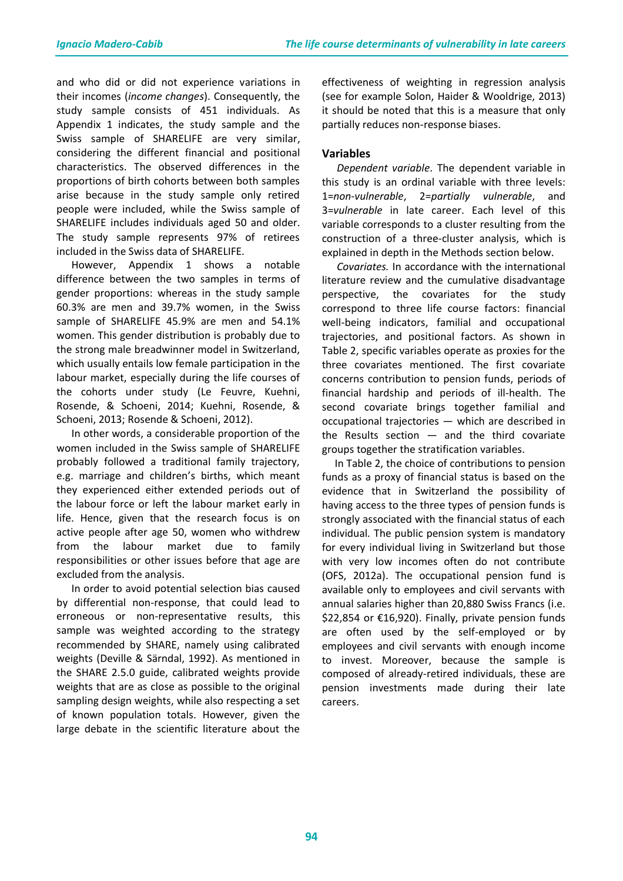and who did or did not experience variations in their incomes (*income changes*). Consequently, the study sample consists of 451 individuals. As Appendix 1 indicates, the study sample and the Swiss sample of SHARELIFE are very similar, considering the different financial and positional characteristics. The observed differences in the proportions of birth cohorts between both samples arise because in the study sample only retired people were included, while the Swiss sample of SHARELIFE includes individuals aged 50 and older. The study sample represents 97% of retirees included in the Swiss data of SHARELIFE.

However, Appendix 1 shows a notable difference between the two samples in terms of gender proportions: whereas in the study sample 60.3% are men and 39.7% women, in the Swiss sample of SHARELIFE 45.9% are men and 54.1% women. This gender distribution is probably due to the strong male breadwinner model in Switzerland, which usually entails low female participation in the labour market, especially during the life courses of the cohorts under study (Le Feuvre, Kuehni, Rosende, & Schoeni, 2014; Kuehni, Rosende, & Schoeni, 2013; Rosende & Schoeni, 2012).

In other words, a considerable proportion of the women included in the Swiss sample of SHARELIFE probably followed a traditional family trajectory, e.g. marriage and children's births, which meant they experienced either extended periods out of the labour force or left the labour market early in life. Hence, given that the research focus is on active people after age 50, women who withdrew from the labour market due to family responsibilities or other issues before that age are excluded from the analysis.

In order to avoid potential selection bias caused by differential non-response, that could lead to erroneous or non-representative results, this sample was weighted according to the strategy recommended by SHARE, namely using calibrated weights (Deville & Särndal, 1992). As mentioned in the SHARE 2.5.0 guide, calibrated weights provide weights that are as close as possible to the original sampling design weights, while also respecting a set of known population totals. However, given the large debate in the scientific literature about the effectiveness of weighting in regression analysis (see for example Solon, Haider & Wooldrige, 2013) it should be noted that this is a measure that only partially reduces non-response biases.

## Variables

*Dependent variable*. The dependent variable in this study is an ordinal variable with three levels: 1=*non-vulnerable*, 2=*partially vulnerable*, and 3=*vulnerable* in late career. Each level of this variable corresponds to a cluster resulting from the construction of a three-cluster analysis, which is explained in depth in the Methods section below.

*Covariates.* In accordance with the international literature review and the cumulative disadvantage perspective, the covariates for the study correspond to three life course factors: financial well-being indicators, familial and occupational trajectories, and positional factors. As shown in Table 2, specific variables operate as proxies for the three covariates mentioned. The first covariate concerns contribution to pension funds, periods of financial hardship and periods of ill-health. The second covariate brings together familial and occupational trajectories — which are described in the Results section — and the third covariate groups together the stratification variables.

In Table 2, the choice of contributions to pension funds as a proxy of financial status is based on the evidence that in Switzerland the possibility of having access to the three types of pension funds is strongly associated with the financial status of each individual. The public pension system is mandatory for every individual living in Switzerland but those with very low incomes often do not contribute (OFS, 2012a). The occupational pension fund is available only to employees and civil servants with annual salaries higher than 20,880 Swiss Francs (i.e. $22,854 or €16,920). Finally, private pension funds are often used by the self-employed or by employees and civil servants with enough income to invest. Moreover, because the sample is composed of already-retired individuals, these are pension investments made during their late careers.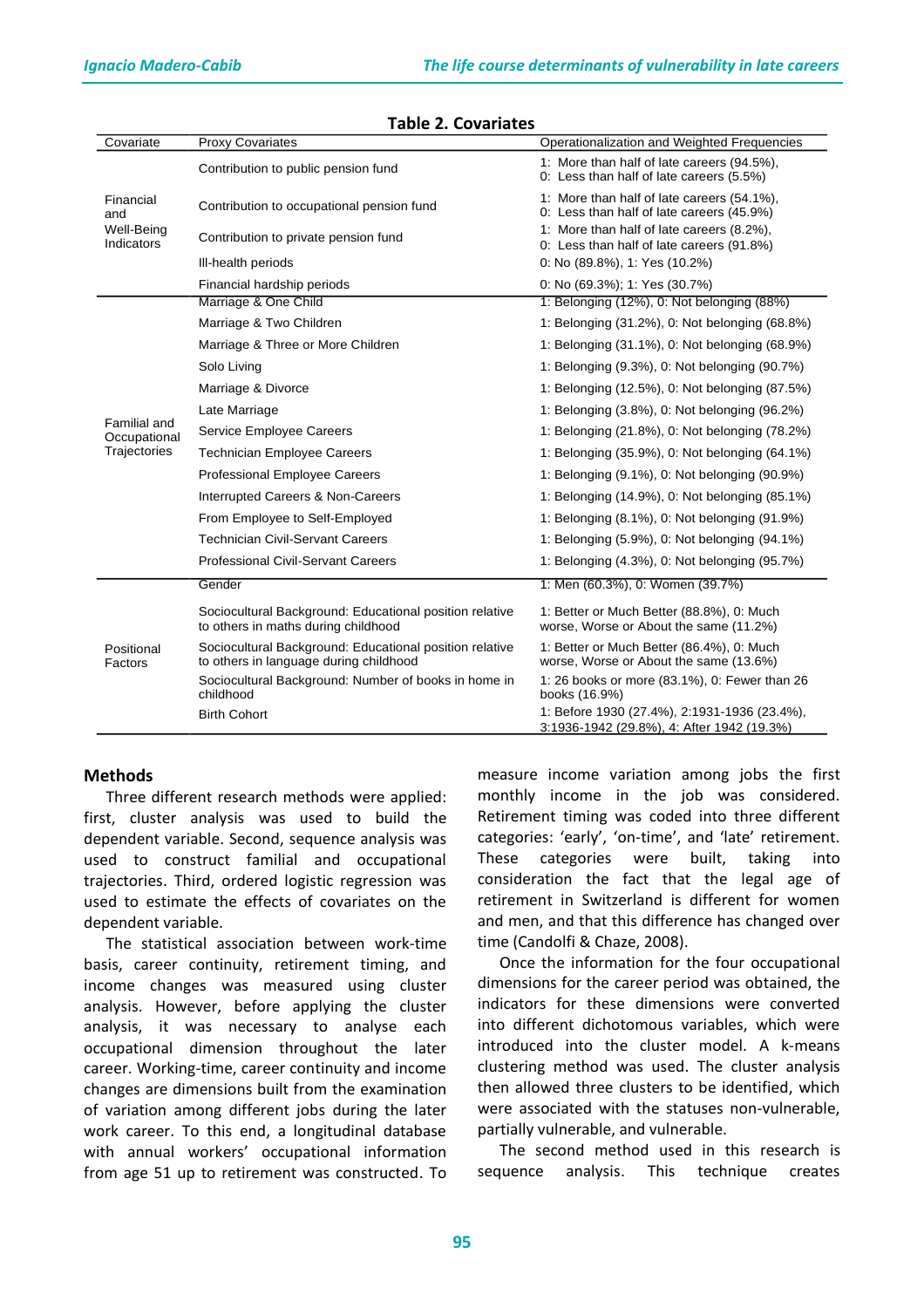**Table 2. Covariates**

| Covariate | Proxy Covariates | Operationalization and Weighted Frequencies |
|---|---|---|
| Financial and Well-Being Indicators | Contribution to public pension fund | 1: More than half of late careers (94.5%), 0: Less than half of late careers (5.5%) |
| | Contribution to occupational pension fund | 1: More than half of late careers (54.1%), 0: Less than half of late careers (45.9%) |
| | Contribution to private pension fund | 1: More than half of late careers (8.2%), 0: Less than half of late careers (91.8%) |
| | Ill-health periods | 0: No (89.8%), 1: Yes (10.2%) |
| | Financial hardship periods | 0: No (69.3%); 1: Yes (30.7%) |
| Familial and Occupational Trajectories | Marriage & One Child | 1: Belonging (12%), 0: Not belonging (88%) |
| | Marriage & Two Children | 1: Belonging (31.2%), 0: Not belonging (68.8%) |
| | Marriage & Three or More Children | 1: Belonging (31.1%), 0: Not belonging (68.9%) |
| | Solo Living | 1: Belonging (9.3%), 0: Not belonging (90.7%) |
| | Marriage & Divorce | 1: Belonging (12.5%), 0: Not belonging (87.5%) |
| | Late Marriage | 1: Belonging (3.8%), 0: Not belonging (96.2%) |
| | Service Employee Careers | 1: Belonging (21.8%), 0: Not belonging (78.2%) |
| | Technician Employee Careers | 1: Belonging (35.9%), 0: Not belonging (64.1%) |
| | Professional Employee Careers | 1: Belonging (9.1%), 0: Not belonging (90.9%) |
| | Interrupted Careers & Non-Careers | 1: Belonging (14.9%), 0: Not belonging (85.1%) |
| | From Employee to Self-Employed | 1: Belonging (8.1%), 0: Not belonging (91.9%) |
| | Technician Civil-Servant Careers | 1: Belonging (5.9%), 0: Not belonging (94.1%) |
| | Professional Civil-Servant Careers | 1: Belonging (4.3%), 0: Not belonging (95.7%) |
| Positional Factors | Gender | 1: Men (60.3%), 0: Women (39.7%) |
| | Sociocultural Background: Educational position relative to others in maths during childhood | 1: Better or Much Better (88.8%), 0: Much worse, Worse or About the same (11.2%) |
| | Sociocultural Background: Educational position relative to others in language during childhood | 1: Better or Much Better (86.4%), 0: Much worse, Worse or About the same (13.6%) |
| | Sociocultural Background: Number of books in home in childhood | 1: 26 books or more (83.1%), 0: Fewer than 26 books (16.9%) |
| | Birth Cohort | 1: Before 1930 (27.4%), 2:1931-1936 (23.4%), 3:1936-1942 (29.8%), 4: After 1942 (19.3%) |

## Methods

Three different research methods were applied: first, cluster analysis was used to build the dependent variable. Second, sequence analysis was used to construct familial and occupational trajectories. Third, ordered logistic regression was used to estimate the effects of covariates on the dependent variable.

The statistical association between work-time basis, career continuity, retirement timing, and income changes was measured using cluster analysis. However, before applying the cluster analysis, it was necessary to analyse each occupational dimension throughout the later career. Working-time, career continuity and income changes are dimensions built from the examination of variation among different jobs during the later work career. To this end, a longitudinal database with annual workers' occupational information from age 51 up to retirement was constructed. To measure income variation among jobs the first monthly income in the job was considered. Retirement timing was coded into three different categories: 'early', 'on-time', and 'late' retirement. These categories were built, taking into consideration the fact that the legal age of retirement in Switzerland is different for women and men, and that this difference has changed over time (Candolfi & Chaze, 2008).

Once the information for the four occupational dimensions for the career period was obtained, the indicators for these dimensions were converted into different dichotomous variables, which were introduced into the cluster model. A k-means clustering method was used. The cluster analysis then allowed three clusters to be identified, which were associated with the statuses non-vulnerable, partially vulnerable, and vulnerable.

The second method used in this research is sequence analysis. This technique creates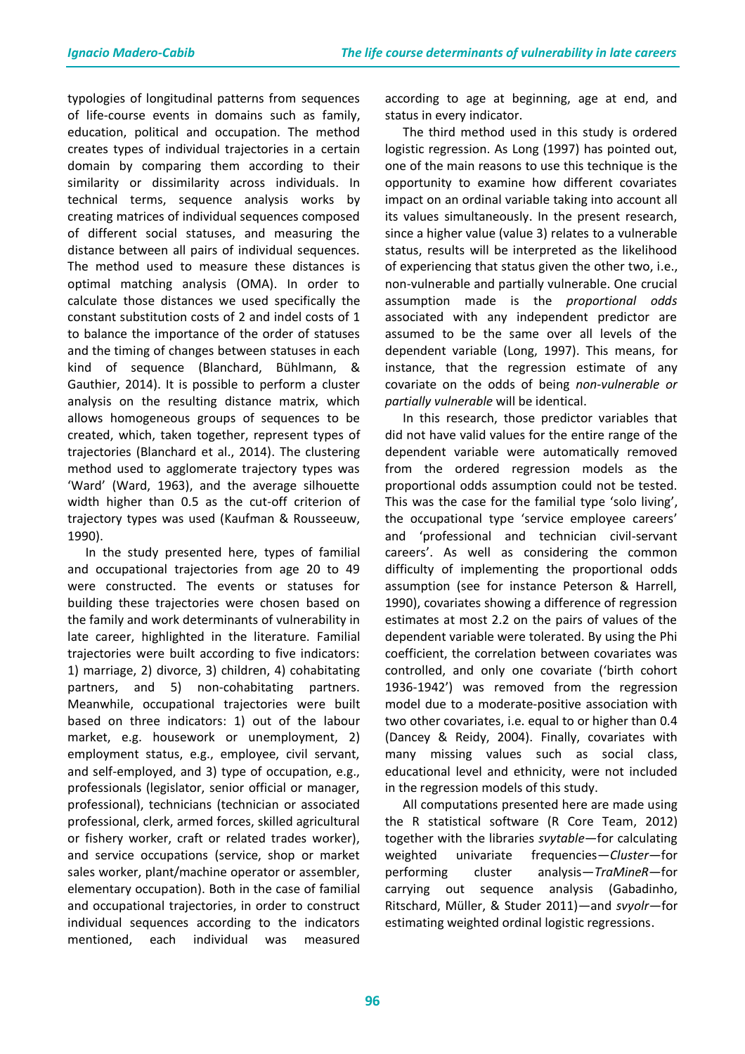typologies of longitudinal patterns from sequences of life-course events in domains such as family, education, political and occupation. The method creates types of individual trajectories in a certain domain by comparing them according to their similarity or dissimilarity across individuals. In technical terms, sequence analysis works by creating matrices of individual sequences composed of different social statuses, and measuring the distance between all pairs of individual sequences. The method used to measure these distances is optimal matching analysis (OMA). In order to calculate those distances we used specifically the constant substitution costs of 2 and indel costs of 1 to balance the importance of the order of statuses and the timing of changes between statuses in each kind of sequence (Blanchard, Bühlmann, & Gauthier, 2014). It is possible to perform a cluster analysis on the resulting distance matrix, which allows homogeneous groups of sequences to be created, which, taken together, represent types of trajectories (Blanchard et al., 2014). The clustering method used to agglomerate trajectory types was 'Ward' (Ward, 1963), and the average silhouette width higher than 0.5 as the cut-off criterion of trajectory types was used (Kaufman & Rousseeuw, 1990).

In the study presented here, types of familial and occupational trajectories from age 20 to 49 were constructed. The events or statuses for building these trajectories were chosen based on the family and work determinants of vulnerability in late career, highlighted in the literature. Familial trajectories were built according to five indicators: 1) marriage, 2) divorce, 3) children, 4) cohabitating partners, and 5) non-cohabitating partners. Meanwhile, occupational trajectories were built based on three indicators: 1) out of the labour market, e.g. housework or unemployment, 2) employment status, e.g., employee, civil servant, and self-employed, and 3) type of occupation, e.g., professionals (legislator, senior official or manager, professional), technicians (technician or associated professional, clerk, armed forces, skilled agricultural or fishery worker, craft or related trades worker), and service occupations (service, shop or market sales worker, plant/machine operator or assembler, elementary occupation). Both in the case of familial and occupational trajectories, in order to construct individual sequences according to the indicators mentioned, each individual was measured according to age at beginning, age at end, and status in every indicator.

The third method used in this study is ordered logistic regression. As Long (1997) has pointed out, one of the main reasons to use this technique is the opportunity to examine how different covariates impact on an ordinal variable taking into account all its values simultaneously. In the present research, since a higher value (value 3) relates to a vulnerable status, results will be interpreted as the likelihood of experiencing that status given the other two, i.e., non-vulnerable and partially vulnerable. One crucial assumption made is the *proportional odds* associated with any independent predictor are assumed to be the same over all levels of the dependent variable (Long, 1997). This means, for instance, that the regression estimate of any covariate on the odds of being *non-vulnerable or partially vulnerable* will be identical.

In this research, those predictor variables that did not have valid values for the entire range of the dependent variable were automatically removed from the ordered regression models as the proportional odds assumption could not be tested. This was the case for the familial type 'solo living', the occupational type 'service employee careers' and 'professional and technician civil-servant careers'. As well as considering the common difficulty of implementing the proportional odds assumption (see for instance Peterson & Harrell, 1990), covariates showing a difference of regression estimates at most 2.2 on the pairs of values of the dependent variable were tolerated. By using the Phi coefficient, the correlation between covariates was controlled, and only one covariate ('birth cohort 1936-1942') was removed from the regression model due to a moderate-positive association with two other covariates, i.e. equal to or higher than 0.4 (Dancey & Reidy, 2004). Finally, covariates with many missing values such as social class, educational level and ethnicity, were not included in the regression models of this study.

All computations presented here are made using the R statistical software (R Core Team, 2012) together with the libraries *svytable*—for calculating weighted univariate frequencies—*Cluster*—for performing cluster analysis—*TraMineR*—for carrying out sequence analysis (Gabadinho, Ritschard, Müller, & Studer 2011)—and *svyolr*—for estimating weighted ordinal logistic regressions.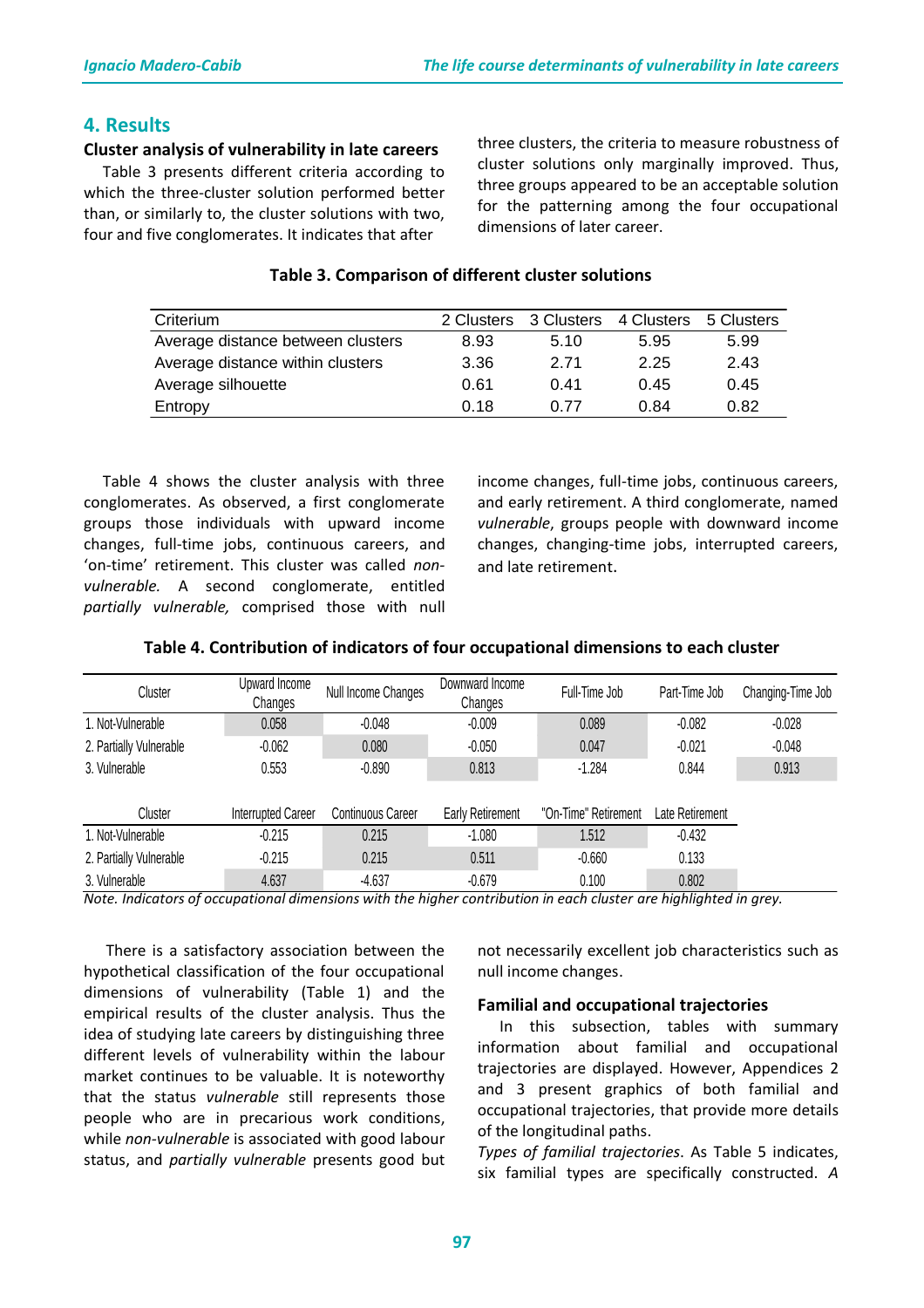## 4. Results

### Cluster analysis of vulnerability in late careers

Table 3 presents different criteria according to which the three-cluster solution performed better than, or similarly to, the cluster solutions with two, four and five conglomerates. It indicates that after three clusters, the criteria to measure robustness of cluster solutions only marginally improved. Thus, three groups appeared to be an acceptable solution for the patterning among the four occupational dimensions of later career.

**Table 3. Comparison of different cluster solutions**

| Criterium | 2 Clusters | 3 Clusters | 4 Clusters | 5 Clusters |
|---|---|---|---|---|
| Average distance between clusters | 8.93 | 5.10 | 5.95 | 5.99 |
| Average distance within clusters | 3.36 | 2.71 | 2.25 | 2.43 |
| Average silhouette | 0.61 | 0.41 | 0.45 | 0.45 |
| Entropy | 0.18 | 0.77 | 0.84 | 0.82 |

Table 4 shows the cluster analysis with three conglomerates. As observed, a first conglomerate groups those individuals with upward income changes, full-time jobs, continuous careers, and 'on-time' retirement. This cluster was called *non-vulnerable.* A second conglomerate, entitled *partially vulnerable,* comprised those with null income changes, full-time jobs, continuous careers, and early retirement. A third conglomerate, named *vulnerable*, groups people with downward income changes, changing-time jobs, interrupted careers, and late retirement.

**Table 4. Contribution of indicators of four occupational dimensions to each cluster**

| Cluster | Upward Income Changes | Null Income Changes | Downward Income Changes | Full-Time Job | Part-Time Job | Changing-Time Job |
|---|---|---|---|---|---|---|
| 1. Not-Vulnerable | 0.058 | -0.048 | -0.009 | 0.089 | -0.082 | -0.028 |
| 2. Partially Vulnerable | -0.062 | 0.080 | -0.050 | 0.047 | -0.021 | -0.048 |
| 3. Vulnerable | 0.553 | -0.890 | 0.813 | -1.284 | 0.844 | 0.913 |

| Cluster | Interrupted Career | Continuous Career | Early Retirement | "On-Time" Retirement | Late Retirement |
|---|---|---|---|---|---|
| 1. Not-Vulnerable | -0.215 | 0.215 | -1.080 | 1.512 | -0.432 |
| 2. Partially Vulnerable | -0.215 | 0.215 | 0.511 | -0.660 | 0.133 |
| 3. Vulnerable | 4.637 | -4.637 | -0.679 | 0.100 | 0.802 |

*Note. Indicators of occupational dimensions with the higher contribution in each cluster are highlighted in grey.*

There is a satisfactory association between the hypothetical classification of the four occupational dimensions of vulnerability (Table 1) and the empirical results of the cluster analysis. Thus the idea of studying late careers by distinguishing three different levels of vulnerability within the labour market continues to be valuable. It is noteworthy that the status *vulnerable* still represents those people who are in precarious work conditions, while *non-vulnerable* is associated with good labour status, and *partially vulnerable* presents good but not necessarily excellent job characteristics such as null income changes.

### Familial and occupational trajectories

In this subsection, tables with summary information about familial and occupational trajectories are displayed. However, Appendices 2 and 3 present graphics of both familial and occupational trajectories, that provide more details of the longitudinal paths.

*Types of familial trajectories*. As Table 5 indicates, six familial types are specifically constructed. *A*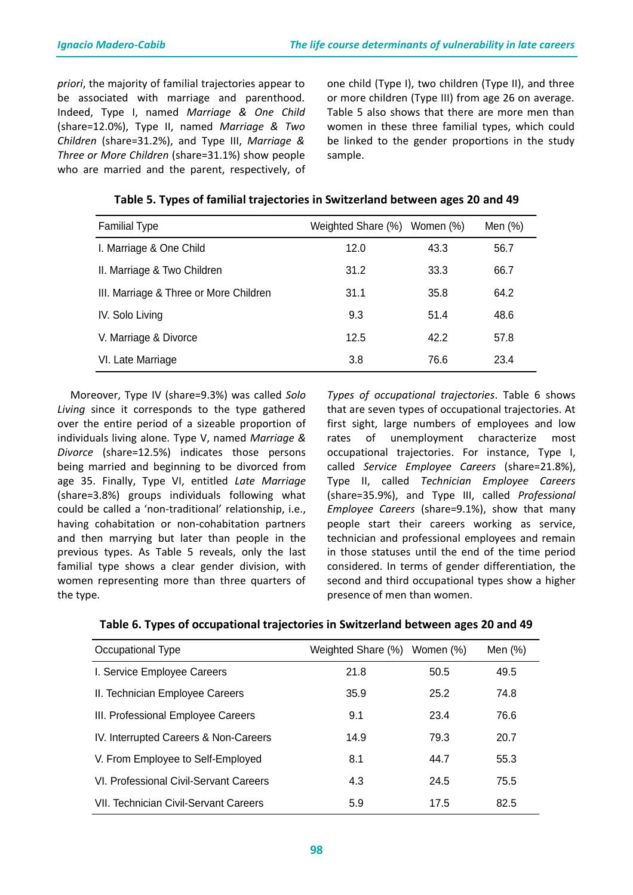*priori*, the majority of familial trajectories appear to be associated with marriage and parenthood. Indeed, Type I, named *Marriage & One Child* (share=12.0%), Type II, named *Marriage & Two Children* (share=31.2%), and Type III, *Marriage & Three or More Children* (share=31.1%) show people who are married and the parent, respectively, of one child (Type I), two children (Type II), and three or more children (Type III) from age 26 on average. Table 5 also shows that there are more men than women in these three familial types, which could be linked to the gender proportions in the study sample.

**Table 5. Types of familial trajectories in Switzerland between ages 20 and 49**

| Familial Type | Weighted Share (%) | Women (%) | Men (%) |
|---|---|---|---|
| I. Marriage & One Child | 12.0 | 43.3 | 56.7 |
| II. Marriage & Two Children | 31.2 | 33.3 | 66.7 |
| III. Marriage & Three or More Children | 31.1 | 35.8 | 64.2 |
| IV. Solo Living | 9.3 | 51.4 | 48.6 |
| V. Marriage & Divorce | 12.5 | 42.2 | 57.8 |
| VI. Late Marriage | 3.8 | 76.6 | 23.4 |

Moreover, Type IV (share=9.3%) was called *Solo Living* since it corresponds to the type gathered over the entire period of a sizeable proportion of individuals living alone. Type V, named *Marriage & Divorce* (share=12.5%) indicates those persons being married and beginning to be divorced from age 35. Finally, Type VI, entitled *Late Marriage* (share=3.8%) groups individuals following what could be called a 'non-traditional' relationship, i.e., having cohabitation or non-cohabitation partners and then marrying but later than people in the previous types. As Table 5 reveals, only the last familial type shows a clear gender division, with women representing more than three quarters of the type.

*Types of occupational trajectories*. Table 6 shows that are seven types of occupational trajectories. At first sight, large numbers of employees and low rates of unemployment characterize most occupational trajectories. For instance, Type I, called *Service Employee Careers* (share=21.8%), Type II, called *Technician Employee Careers* (share=35.9%), and Type III, called *Professional Employee Careers* (share=9.1%), show that many people start their careers working as service, technician and professional employees and remain in those statuses until the end of the time period considered. In terms of gender differentiation, the second and third occupational types show a higher presence of men than women.

**Table 6. Types of occupational trajectories in Switzerland between ages 20 and 49**

| Occupational Type | Weighted Share (%) | Women (%) | Men (%) |
|---|---|---|---|
| I. Service Employee Careers | 21.8 | 50.5 | 49.5 |
| II. Technician Employee Careers | 35.9 | 25.2 | 74.8 |
| III. Professional Employee Careers | 9.1 | 23.4 | 76.6 |
| IV. Interrupted Careers & Non-Careers | 14.9 | 79.3 | 20.7 |
| V. From Employee to Self-Employed | 8.1 | 44.7 | 55.3 |
| VI. Professional Civil-Servant Careers | 4.3 | 24.5 | 75.5 |
| VII. Technician Civil-Servant Careers | 5.9 | 17.5 | 82.5 |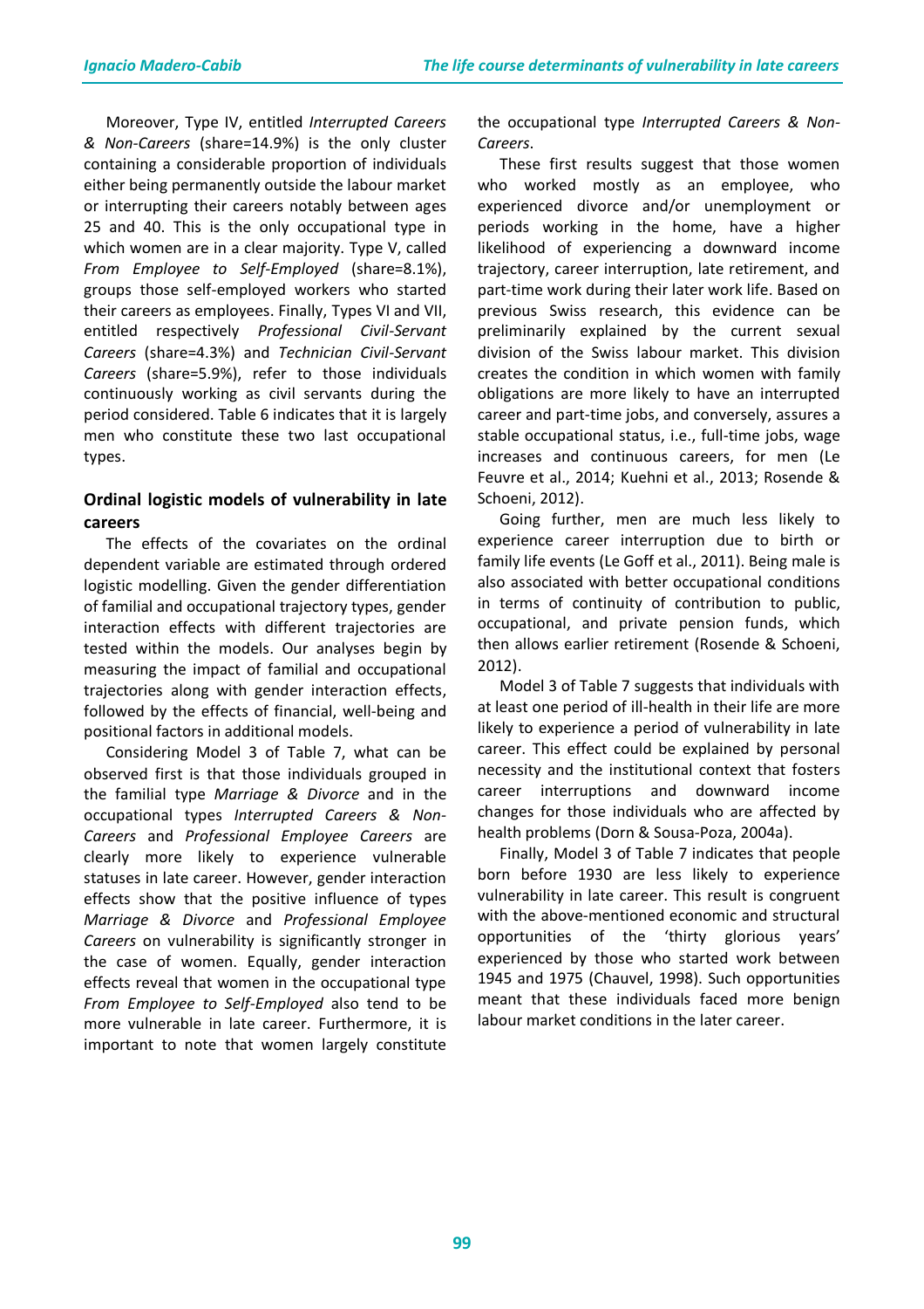Moreover, Type IV, entitled *Interrupted Careers & Non-Careers* (share=14.9%) is the only cluster containing a considerable proportion of individuals either being permanently outside the labour market or interrupting their careers notably between ages 25 and 40. This is the only occupational type in which women are in a clear majority. Type V, called *From Employee to Self-Employed* (share=8.1%), groups those self-employed workers who started their careers as employees. Finally, Types VI and VII, entitled respectively *Professional Civil-Servant Careers* (share=4.3%) and *Technician Civil-Servant Careers* (share=5.9%), refer to those individuals continuously working as civil servants during the period considered. Table 6 indicates that it is largely men who constitute these two last occupational types.

### Ordinal logistic models of vulnerability in late careers

The effects of the covariates on the ordinal dependent variable are estimated through ordered logistic modelling. Given the gender differentiation of familial and occupational trajectory types, gender interaction effects with different trajectories are tested within the models. Our analyses begin by measuring the impact of familial and occupational trajectories along with gender interaction effects, followed by the effects of financial, well-being and positional factors in additional models.

Considering Model 3 of Table 7, what can be observed first is that those individuals grouped in the familial type *Marriage & Divorce* and in the occupational types *Interrupted Careers & Non-Careers* and *Professional Employee Careers* are clearly more likely to experience vulnerable statuses in late career. However, gender interaction effects show that the positive influence of types *Marriage & Divorce* and *Professional Employee Careers* on vulnerability is significantly stronger in the case of women. Equally, gender interaction effects reveal that women in the occupational type *From Employee to Self-Employed* also tend to be more vulnerable in late career. Furthermore, it is important to note that women largely constitute the occupational type *Interrupted Careers & Non-Careers*.

These first results suggest that those women who worked mostly as an employee, who experienced divorce and/or unemployment or periods working in the home, have a higher likelihood of experiencing a downward income trajectory, career interruption, late retirement, and part-time work during their later work life. Based on previous Swiss research, this evidence can be preliminarily explained by the current sexual division of the Swiss labour market. This division creates the condition in which women with family obligations are more likely to have an interrupted career and part-time jobs, and conversely, assures a stable occupational status, i.e., full-time jobs, wage increases and continuous careers, for men (Le Feuvre et al., 2014; Kuehni et al., 2013; Rosende & Schoeni, 2012).

Going further, men are much less likely to experience career interruption due to birth or family life events (Le Goff et al., 2011). Being male is also associated with better occupational conditions in terms of continuity of contribution to public, occupational, and private pension funds, which then allows earlier retirement (Rosende & Schoeni, 2012).

Model 3 of Table 7 suggests that individuals with at least one period of ill-health in their life are more likely to experience a period of vulnerability in late career. This effect could be explained by personal necessity and the institutional context that fosters career interruptions and downward income changes for those individuals who are affected by health problems (Dorn & Sousa-Poza, 2004a).

Finally, Model 3 of Table 7 indicates that people born before 1930 are less likely to experience vulnerability in late career. This result is congruent with the above-mentioned economic and structural opportunities of the 'thirty glorious years' experienced by those who started work between 1945 and 1975 (Chauvel, 1998). Such opportunities meant that these individuals faced more benign labour market conditions in the later career.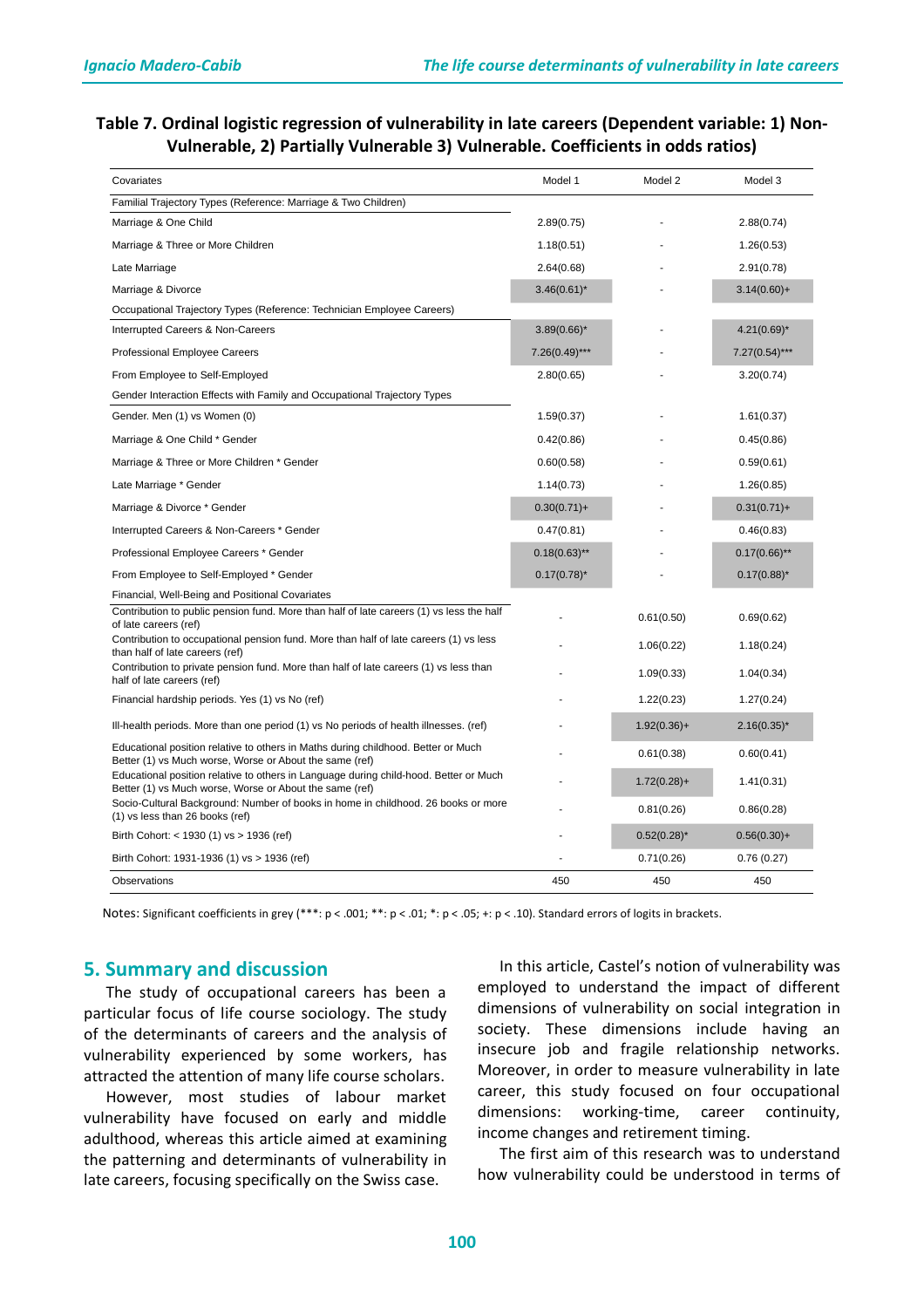**Table 7. Ordinal logistic regression of vulnerability in late careers (Dependent variable: 1) Non-Vulnerable, 2) Partially Vulnerable 3) Vulnerable. Coefficients in odds ratios)**

| Covariates | Model 1 | Model 2 | Model 3 |
|---|---|---|---|
| Familial Trajectory Types (Reference: Marriage & Two Children) | | | |
| Marriage & One Child | 2.89(0.75) | - | 2.88(0.74) |
| Marriage & Three or More Children | 1.18(0.51) | - | 1.26(0.53) |
| Late Marriage | 2.64(0.68) | - | 2.91(0.78) |
| Marriage & Divorce | 3.46(0.61)* | - | 3.14(0.60)+ |
| Occupational Trajectory Types (Reference: Technician Employee Careers) | | | |
| Interrupted Careers & Non-Careers | 3.89(0.66)* | - | 4.21(0.69)* |
| Professional Employee Careers | 7.26(0.49)*** | - | 7.27(0.54)*** |
| From Employee to Self-Employed | 2.80(0.65) | - | 3.20(0.74) |
| Gender Interaction Effects with Family and Occupational Trajectory Types | | | |
| Gender. Men (1) vs Women (0) | 1.59(0.37) | - | 1.61(0.37) |
| Marriage & One Child * Gender | 0.42(0.86) | - | 0.45(0.86) |
| Marriage & Three or More Children * Gender | 0.60(0.58) | - | 0.59(0.61) |
| Late Marriage * Gender | 1.14(0.73) | - | 1.26(0.85) |
| Marriage & Divorce * Gender | 0.30(0.71)+ | - | 0.31(0.71)+ |
| Interrupted Careers & Non-Careers * Gender | 0.47(0.81) | - | 0.46(0.83) |
| Professional Employee Careers * Gender | 0.18(0.63)** | - | 0.17(0.66)** |
| From Employee to Self-Employed * Gender | 0.17(0.78)* | - | 0.17(0.88)* |
| Financial, Well-Being and Positional Covariates | | | |
| Contribution to public pension fund. More than half of late careers (1) vs less the half of late careers (ref) | - | 0.61(0.50) | 0.69(0.62) |
| Contribution to occupational pension fund. More than half of late careers (1) vs less than half of late careers (ref) | - | 1.06(0.22) | 1.18(0.24) |
| Contribution to private pension fund. More than half of late careers (1) vs less than half of late careers (ref) | - | 1.09(0.33) | 1.04(0.34) |
| Financial hardship periods. Yes (1) vs No (ref) | - | 1.22(0.23) | 1.27(0.24) |
| Ill-health periods. More than one period (1) vs No periods of health illnesses. (ref) | - | 1.92(0.36)+ | 2.16(0.35)* |
| Educational position relative to others in Maths during childhood. Better or Much Better (1) vs Much worse, Worse or About the same (ref) | - | 0.61(0.38) | 0.60(0.41) |
| Educational position relative to others in Language during child-hood. Better or Much Better (1) vs Much worse, Worse or About the same (ref) | - | 1.72(0.28)+ | 1.41(0.31) |
| Socio-Cultural Background: Number of books in home in childhood. 26 books or more (1) vs less than 26 books (ref) | - | 0.81(0.26) | 0.86(0.28) |
| Birth Cohort: < 1930 (1) vs > 1936 (ref) | - | 0.52(0.28)* | 0.56(0.30)+ |
| Birth Cohort: 1931-1936 (1) vs > 1936 (ref) | - | 0.71(0.26) | 0.76 (0.27) |
| Observations | 450 | 450 | 450 |

Notes: Significant coefficients in grey (***: $p < .001$; **: $p < .01$; *: $p < .05$; +: $p < .10$). Standard errors of logits in brackets.

## 5. Summary and discussion

The study of occupational careers has been a particular focus of life course sociology. The study of the determinants of careers and the analysis of vulnerability experienced by some workers, has attracted the attention of many life course scholars.

However, most studies of labour market vulnerability have focused on early and middle adulthood, whereas this article aimed at examining the patterning and determinants of vulnerability in late careers, focusing specifically on the Swiss case.

In this article, Castel's notion of vulnerability was employed to understand the impact of different dimensions of vulnerability on social integration in society. These dimensions include having an insecure job and fragile relationship networks. Moreover, in order to measure vulnerability in late career, this study focused on four occupational dimensions: working-time, career continuity, income changes and retirement timing.

The first aim of this research was to understand how vulnerability could be understood in terms of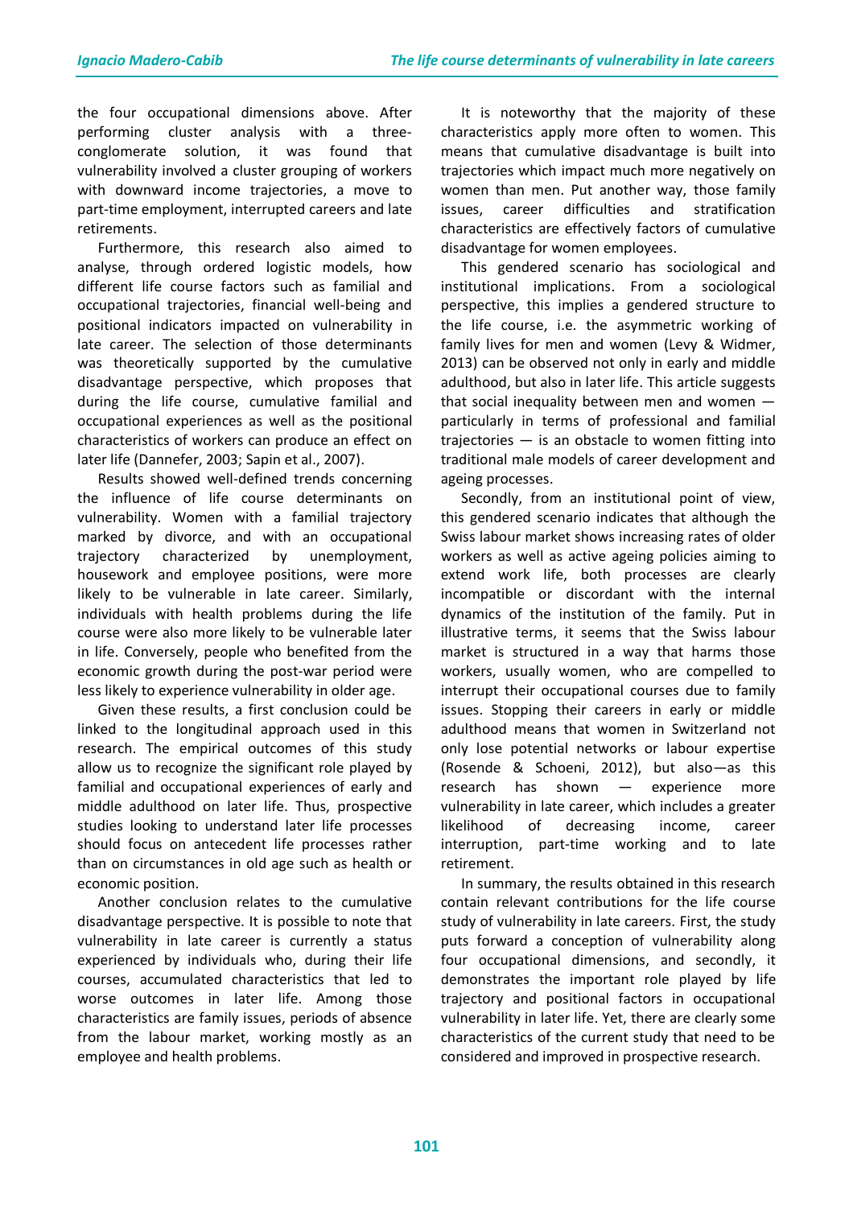the four occupational dimensions above. After performing cluster analysis with a three-conglomerate solution, it was found that vulnerability involved a cluster grouping of workers with downward income trajectories, a move to part-time employment, interrupted careers and late retirements.

Furthermore, this research also aimed to analyse, through ordered logistic models, how different life course factors such as familial and occupational trajectories, financial well-being and positional indicators impacted on vulnerability in late career. The selection of those determinants was theoretically supported by the cumulative disadvantage perspective, which proposes that during the life course, cumulative familial and occupational experiences as well as the positional characteristics of workers can produce an effect on later life (Dannefer, 2003; Sapin et al., 2007).

Results showed well-defined trends concerning the influence of life course determinants on vulnerability. Women with a familial trajectory marked by divorce, and with an occupational trajectory characterized by unemployment, housework and employee positions, were more likely to be vulnerable in late career. Similarly, individuals with health problems during the life course were also more likely to be vulnerable later in life. Conversely, people who benefited from the economic growth during the post-war period were less likely to experience vulnerability in older age.

Given these results, a first conclusion could be linked to the longitudinal approach used in this research. The empirical outcomes of this study allow us to recognize the significant role played by familial and occupational experiences of early and middle adulthood on later life. Thus, prospective studies looking to understand later life processes should focus on antecedent life processes rather than on circumstances in old age such as health or economic position.

Another conclusion relates to the cumulative disadvantage perspective. It is possible to note that vulnerability in late career is currently a status experienced by individuals who, during their life courses, accumulated characteristics that led to worse outcomes in later life. Among those characteristics are family issues, periods of absence from the labour market, working mostly as an employee and health problems.

It is noteworthy that the majority of these characteristics apply more often to women. This means that cumulative disadvantage is built into trajectories which impact much more negatively on women than men. Put another way, those family issues, career difficulties and stratification characteristics are effectively factors of cumulative disadvantage for women employees.

This gendered scenario has sociological and institutional implications. From a sociological perspective, this implies a gendered structure to the life course, i.e. the asymmetric working of family lives for men and women (Levy & Widmer, 2013) can be observed not only in early and middle adulthood, but also in later life. This article suggests that social inequality between men and women — particularly in terms of professional and familial trajectories — is an obstacle to women fitting into traditional male models of career development and ageing processes.

Secondly, from an institutional point of view, this gendered scenario indicates that although the Swiss labour market shows increasing rates of older workers as well as active ageing policies aiming to extend work life, both processes are clearly incompatible or discordant with the internal dynamics of the institution of the family. Put in illustrative terms, it seems that the Swiss labour market is structured in a way that harms those workers, usually women, who are compelled to interrupt their occupational courses due to family issues. Stopping their careers in early or middle adulthood means that women in Switzerland not only lose potential networks or labour expertise (Rosende & Schoeni, 2012), but also—as this research has shown — experience more vulnerability in late career, which includes a greater likelihood of decreasing income, career interruption, part-time working and to late retirement.

In summary, the results obtained in this research contain relevant contributions for the life course study of vulnerability in late careers. First, the study puts forward a conception of vulnerability along four occupational dimensions, and secondly, it demonstrates the important role played by life trajectory and positional factors in occupational vulnerability in later life. Yet, there are clearly some characteristics of the current study that need to be considered and improved in prospective research.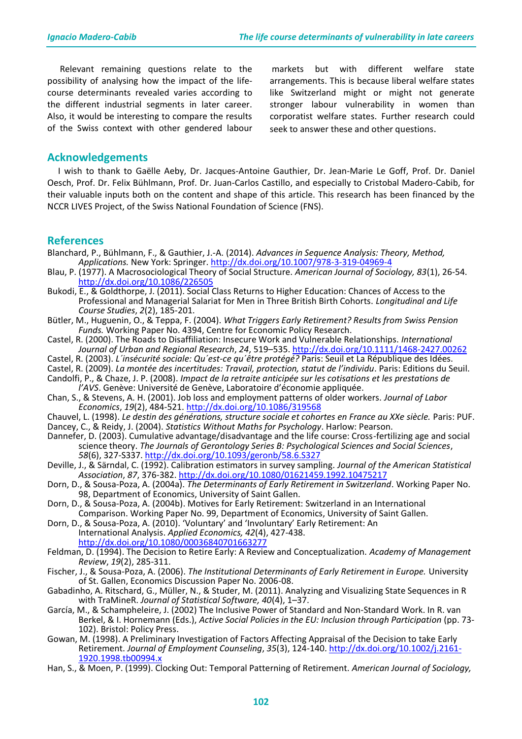Relevant remaining questions relate to the possibility of analysing how the impact of the life-course determinants revealed varies according to the different industrial segments in later career. Also, it would be interesting to compare the results of the Swiss context with other gendered labour markets but with different welfare state arrangements. This is because liberal welfare states like Switzerland might or might not generate stronger labour vulnerability in women than corporatist welfare states. Further research could seek to answer these and other questions.

## Acknowledgements

I wish to thank to Gaëlle Aeby, Dr. Jacques-Antoine Gauthier, Dr. Jean-Marie Le Goff, Prof. Dr. Daniel Oesch, Prof. Dr. Felix Bühlmann, Prof. Dr. Juan-Carlos Castillo, and especially to Cristobal Madero-Cabib, for their valuable inputs both on the content and shape of this article. This research has been financed by the NCCR LIVES Project, of the Swiss National Foundation of Science (FNS).

## References

Blanchard, P., Bühlmann, F., & Gauthier, J.-A. (2014). *Advances in Sequence Analysis: Theory, Method, Applications.* New York: Springer. http://dx.doi.org/10.1007/978-3-319-04969-4

Blau, P. (1977). A Macrosociological Theory of Social Structure. *American Journal of Sociology, 83*(1), 26-54. http://dx.doi.org/10.1086/226505

Bukodi, E., & Goldthorpe, J. (2011). Social Class Returns to Higher Education: Chances of Access to the Professional and Managerial Salariat for Men in Three British Birth Cohorts. *Longitudinal and Life Course Studies*, *2*(2), 185-201.

Bütler, M., Huguenin, O., & Teppa, F. (2004). *What Triggers Early Retirement? Results from Swiss Pension Funds.* Working Paper No. 4394, Centre for Economic Policy Research.

Castel, R. (2000). The Roads to Disaffiliation: Insecure Work and Vulnerable Relationships. *International Journal of Urban and Regional Research*, *24*, 519–535. http://dx.doi.org/10.1111/1468-2427.00262

Castel, R. (2003). *L´insécurité sociale: Qu´est-ce qu´être protégé?* Paris: Seuil et La République des Idées.

Castel, R. (2009). *La montée des incertitudes: Travail, protection, statut de l'individu*. Paris: Editions du Seuil.

Candolfi, P., & Chaze, J. P. (2008). *Impact de la retraite anticipée sur les cotisations et les prestations de l'AVS*. Genève: Université de Genève, Laboratoire d'économie appliquée.

Chan, S., & Stevens, A. H. (2001). Job loss and employment patterns of older workers. *Journal of Labor Economics*, *19*(2), 484-521. http://dx.doi.org/10.1086/319568

Chauvel, L. (1998). *Le destin des générations, structure sociale et cohortes en France au XXe siècle.* Paris: PUF.

Dancey, C., & Reidy, J. (2004). *Statistics Without Maths for Psychology*. Harlow: Pearson.

Dannefer, D. (2003). Cumulative advantage/disadvantage and the life course: Cross-fertilizing age and social science theory. *The Journals of Gerontology Series B: Psychological Sciences and Social Sciences*, *58*(6), 327-S337. http://dx.doi.org/10.1093/geronb/58.6.S327

Deville, J., & Särndal, C. (1992). Calibration estimators in survey sampling. *Journal of the American Statistical Association*, *87*, 376-382. http://dx.doi.org/10.1080/01621459.1992.10475217

Dorn, D., & Sousa-Poza, A. (2004a). *The Determinants of Early Retirement in Switzerland*. Working Paper No. 98, Department of Economics, University of Saint Gallen.

Dorn, D., & Sousa-Poza, A. (2004b). Motives for Early Retirement: Switzerland in an International Comparison. Working Paper No. 99, Department of Economics, University of Saint Gallen.

Dorn, D., & Sousa-Poza, A. (2010). 'Voluntary' and 'Involuntary' Early Retirement: An International Analysis. *Applied Economics, 42*(4), 427-438. http://dx.doi.org/10.1080/00036840701663277

Feldman, D. (1994). The Decision to Retire Early: A Review and Conceptualization. *Academy of Management Review*, *19*(2), 285-311.

Fischer, J., & Sousa-Poza, A. (2006). *The Institutional Determinants of Early Retirement in Europe.* University of St. Gallen, Economics Discussion Paper No. 2006-08.

Gabadinho, A. Ritschard, G., Müller, N., & Studer, M. (2011). Analyzing and Visualizing State Sequences in R with TraMineR. *Journal of Statistical Software, 40*(4), 1–37.

García, M., & Schampheleire, J. (2002) The Inclusive Power of Standard and Non-Standard Work. In R. van Berkel, & I. Hornemann (Eds.), *Active Social Policies in the EU: Inclusion through Participation* (pp. 73-102). Bristol: Policy Press.

Gowan, M. (1998). A Preliminary Investigation of Factors Affecting Appraisal of the Decision to take Early Retirement. *Journal of Employment Counseling*, *35*(3), 124-140. http://dx.doi.org/10.1002/j.2161-1920.1998.tb00994.x

Han, S., & Moen, P. (1999). Clocking Out: Temporal Patterning of Retirement. *American Journal of Sociology,*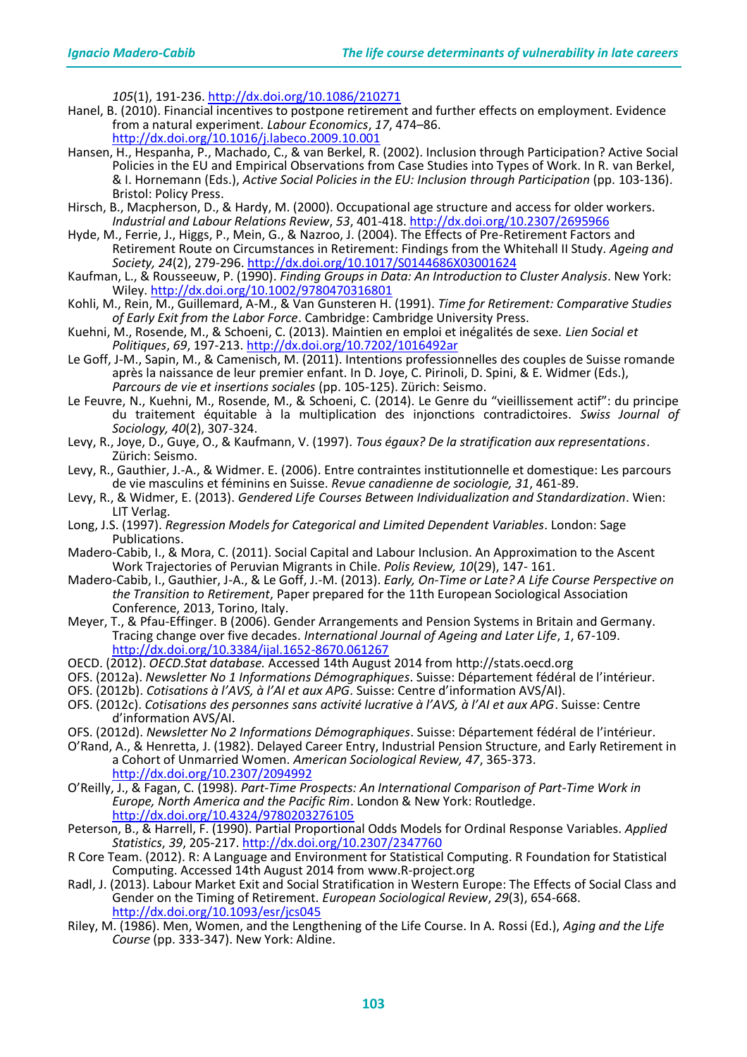*105*(1), 191-236. http://dx.doi.org/10.1086/210271

Hanel, B. (2010). Financial incentives to postpone retirement and further effects on employment. Evidence from a natural experiment. *Labour Economics*, *17*, 474–86. http://dx.doi.org/10.1016/j.labeco.2009.10.001

Hansen, H., Hespanha, P., Machado, C., & van Berkel, R. (2002). Inclusion through Participation? Active Social Policies in the EU and Empirical Observations from Case Studies into Types of Work. In R. van Berkel, & I. Hornemann (Eds.), *Active Social Policies in the EU: Inclusion through Participation* (pp. 103-136). Bristol: Policy Press.

Hirsch, B., Macpherson, D., & Hardy, M. (2000). Occupational age structure and access for older workers. *Industrial and Labour Relations Review*, *53*, 401-418. http://dx.doi.org/10.2307/2695966

Hyde, M., Ferrie, J., Higgs, P., Mein, G., & Nazroo, J. (2004). The Effects of Pre-Retirement Factors and Retirement Route on Circumstances in Retirement: Findings from the Whitehall II Study. *Ageing and Society, 24*(2), 279-296. http://dx.doi.org/10.1017/S0144686X03001624

Kaufman, L., & Rousseeuw, P. (1990). *Finding Groups in Data: An Introduction to Cluster Analysis*. New York: Wiley. http://dx.doi.org/10.1002/9780470316801

Kohli, M., Rein, M., Guillemard, A-M., & Van Gunsteren H. (1991). *Time for Retirement: Comparative Studies of Early Exit from the Labor Force*. Cambridge: Cambridge University Press.

Kuehni, M., Rosende, M., & Schoeni, C. (2013). Maintien en emploi et inégalités de sexe. *Lien Social et Politiques*, *69*, 197-213. http://dx.doi.org/10.7202/1016492ar

Le Goff, J-M., Sapin, M., & Camenisch, M. (2011). Intentions professionnelles des couples de Suisse romande après la naissance de leur premier enfant. In D. Joye, C. Pirinoli, D. Spini, & E. Widmer (Eds.), *Parcours de vie et insertions sociales* (pp. 105-125). Zürich: Seismo.

Le Feuvre, N., Kuehni, M., Rosende, M., & Schoeni, C. (2014). Le Genre du "vieillissement actif": du principe du traitement équitable à la multiplication des injonctions contradictoires. *Swiss Journal of Sociology, 40*(2), 307-324.

Levy, R., Joye, D., Guye, O., & Kaufmann, V. (1997). *Tous égaux? De la stratification aux representations*. Zürich: Seismo.

Levy, R., Gauthier, J.-A., & Widmer. E. (2006). Entre contraintes institutionnelle et domestique: Les parcours de vie masculins et féminins en Suisse. *Revue canadienne de sociologie, 31*, 461-89.

Levy, R., & Widmer, E. (2013). *Gendered Life Courses Between Individualization and Standardization*. Wien: LIT Verlag.

Long, J.S. (1997). *Regression Models for Categorical and Limited Dependent Variables*. London: Sage Publications.

Madero-Cabib, I., & Mora, C. (2011). Social Capital and Labour Inclusion. An Approximation to the Ascent Work Trajectories of Peruvian Migrants in Chile. *Polis Review, 10*(29), 147- 161.

Madero-Cabib, I., Gauthier, J-A., & Le Goff, J.-M. (2013). *Early, On-Time or Late? A Life Course Perspective on the Transition to Retirement*, Paper prepared for the 11th European Sociological Association Conference, 2013, Torino, Italy.

Meyer, T., & Pfau-Effinger. B (2006). Gender Arrangements and Pension Systems in Britain and Germany. Tracing change over five decades. *International Journal of Ageing and Later Life*, *1*, 67-109. http://dx.doi.org/10.3384/ijal.1652-8670.061267

OECD. (2012). *OECD.Stat database.* Accessed 14th August 2014 from http://stats.oecd.org

OFS. (2012a). *Newsletter No 1 Informations Démographiques*. Suisse: Département fédéral de l'intérieur.

OFS. (2012b). *Cotisations à l'AVS, à l'AI et aux APG*. Suisse: Centre d'information AVS/AI).

OFS. (2012c). *Cotisations des personnes sans activité lucrative à l'AVS, à l'AI et aux APG*. Suisse: Centre d'information AVS/AI.

OFS. (2012d). *Newsletter No 2 Informations Démographiques*. Suisse: Département fédéral de l'intérieur.

O'Rand, A., & Henretta, J. (1982). Delayed Career Entry, Industrial Pension Structure, and Early Retirement in a Cohort of Unmarried Women. *American Sociological Review, 47*, 365-373. http://dx.doi.org/10.2307/2094992

O'Reilly, J., & Fagan, C. (1998). *Part-Time Prospects: An International Comparison of Part-Time Work in Europe, North America and the Pacific Rim*. London & New York: Routledge. http://dx.doi.org/10.4324/9780203276105

Peterson, B., & Harrell, F. (1990). Partial Proportional Odds Models for Ordinal Response Variables. *Applied Statistics*, *39*, 205-217. http://dx.doi.org/10.2307/2347760

R Core Team. (2012). R: A Language and Environment for Statistical Computing. R Foundation for Statistical Computing. Accessed 14th August 2014 from www.R-project.org

Radl, J. (2013). Labour Market Exit and Social Stratification in Western Europe: The Effects of Social Class and Gender on the Timing of Retirement. *European Sociological Review*, *29*(3), 654-668. http://dx.doi.org/10.1093/esr/jcs045

Riley, M. (1986). Men, Women, and the Lengthening of the Life Course. In A. Rossi (Ed.), *Aging and the Life Course* (pp. 333-347). New York: Aldine.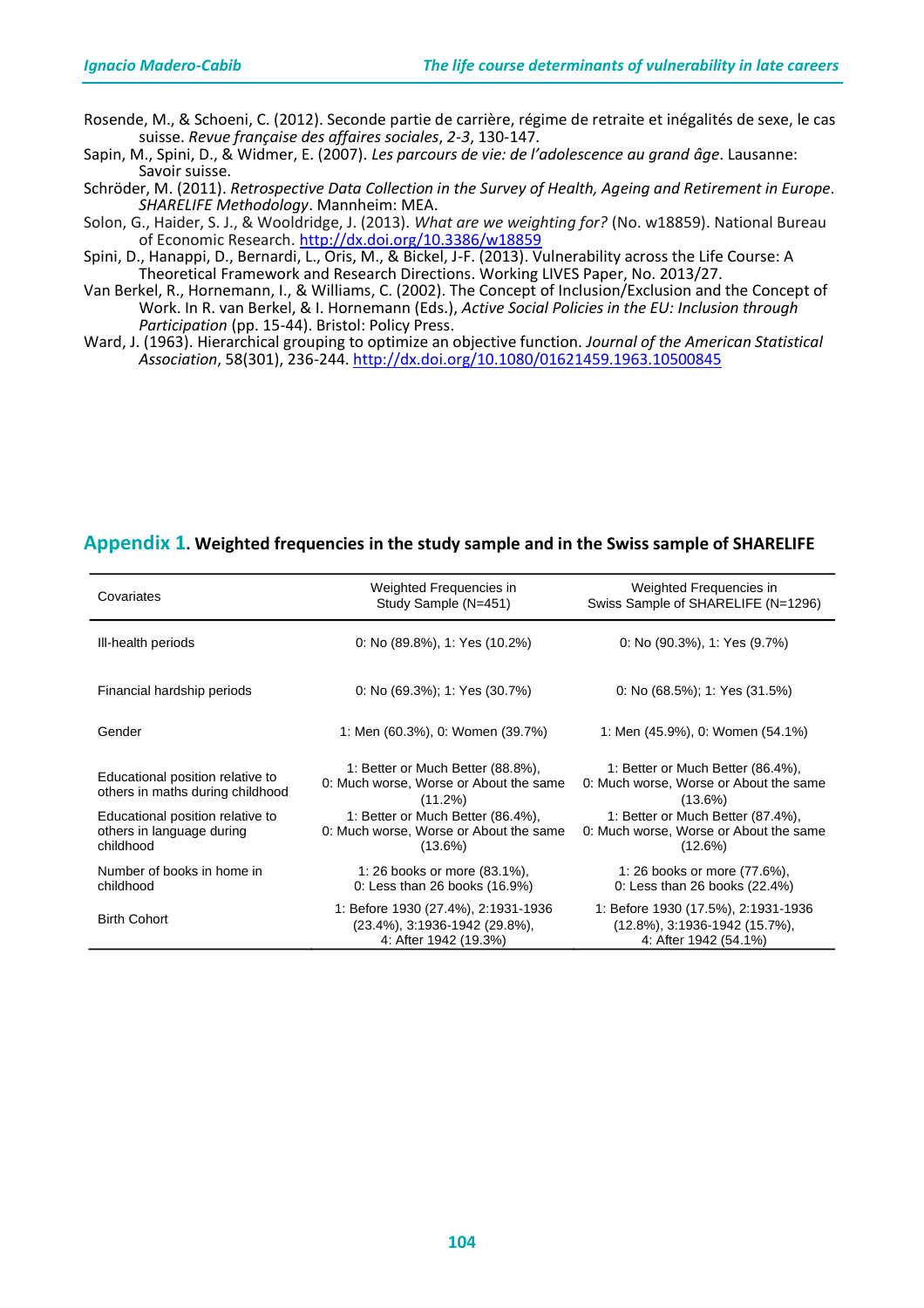Rosende, M., & Schoeni, C. (2012). Seconde partie de carrière, régime de retraite et inégalités de sexe, le cas suisse. *Revue française des affaires sociales*, *2-3*, 130-147.

Sapin, M., Spini, D., & Widmer, E. (2007). *Les parcours de vie: de l'adolescence au grand âge*. Lausanne: Savoir suisse.

Schröder, M. (2011). *Retrospective Data Collection in the Survey of Health, Ageing and Retirement in Europe. SHARELIFE Methodology*. Mannheim: MEA.

Solon, G., Haider, S. J., & Wooldridge, J. (2013). *What are we weighting for?* (No. w18859). National Bureau of Economic Research. http://dx.doi.org/10.3386/w18859

Spini, D., Hanappi, D., Bernardi, L., Oris, M., & Bickel, J-F. (2013). Vulnerability across the Life Course: A Theoretical Framework and Research Directions. Working LIVES Paper, No. 2013/27.

Van Berkel, R., Hornemann, I., & Williams, C. (2002). The Concept of Inclusion/Exclusion and the Concept of Work. In R. van Berkel, & I. Hornemann (Eds.), *Active Social Policies in the EU: Inclusion through Participation* (pp. 15-44). Bristol: Policy Press.

Ward, J. (1963). Hierarchical grouping to optimize an objective function. *Journal of the American Statistical Association*, 58(301), 236-244. http://dx.doi.org/10.1080/01621459.1963.10500845

## Appendix 1. Weighted frequencies in the study sample and in the Swiss sample of SHARELIFE

| Covariates | Weighted Frequencies in Study Sample (N=451) | Weighted Frequencies in Swiss Sample of SHARELIFE (N=1296) |
|---|---|---|
| Ill-health periods | 0: No (89.8%), 1: Yes (10.2%) | 0: No (90.3%), 1: Yes (9.7%) |
| Financial hardship periods | 0: No (69.3%); 1: Yes (30.7%) | 0: No (68.5%); 1: Yes (31.5%) |
| Gender | 1: Men (60.3%), 0: Women (39.7%) | 1: Men (45.9%), 0: Women (54.1%) |
| Educational position relative to others in maths during childhood | 1: Better or Much Better (88.8%), 0: Much worse, Worse or About the same (11.2%) | 1: Better or Much Better (86.4%), 0: Much worse, Worse or About the same (13.6%) |
| Educational position relative to others in language during childhood | 1: Better or Much Better (86.4%), 0: Much worse, Worse or About the same (13.6%) | 1: Better or Much Better (87.4%), 0: Much worse, Worse or About the same (12.6%) |
| Number of books in home in childhood | 1: 26 books or more (83.1%), 0: Less than 26 books (16.9%) | 1: 26 books or more (77.6%), 0: Less than 26 books (22.4%) |
| Birth Cohort | 1: Before 1930 (27.4%), 2:1931-1936 (23.4%), 3:1936-1942 (29.8%), 4: After 1942 (19.3%) | 1: Before 1930 (17.5%), 2:1931-1936 (12.8%), 3:1936-1942 (15.7%), 4: After 1942 (54.1%) |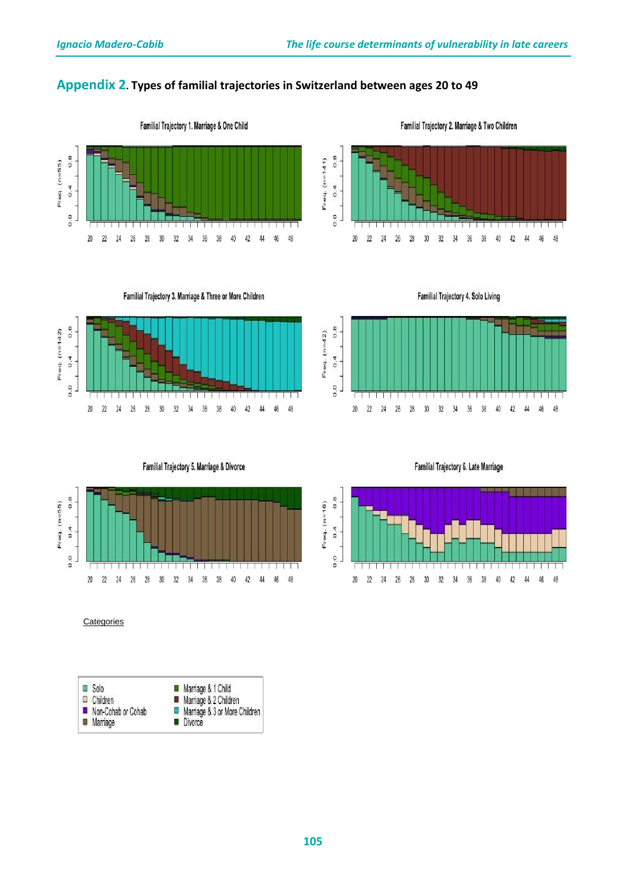## Appendix 2. Types of familial trajectories in Switzerland between ages 20 to 49

Familial Trajectory 1. Marriage & One Child

Familial Trajectory 2. Marriage & Two Children

Familial Trajectory 3. Marriage & Three or More Children

Familial Trajectory 4. Solo Living

Familial Trajectory 5. Marriage & Divorce

Familial Trajectory 6. Late Marriage

Categories

- Solo
- Children
- Non-Cohab or Cohab
- Marriage
- Marriage & 1 Child
- Marriage & 2 Children
- Marriage & 3 or More Children
- Divorce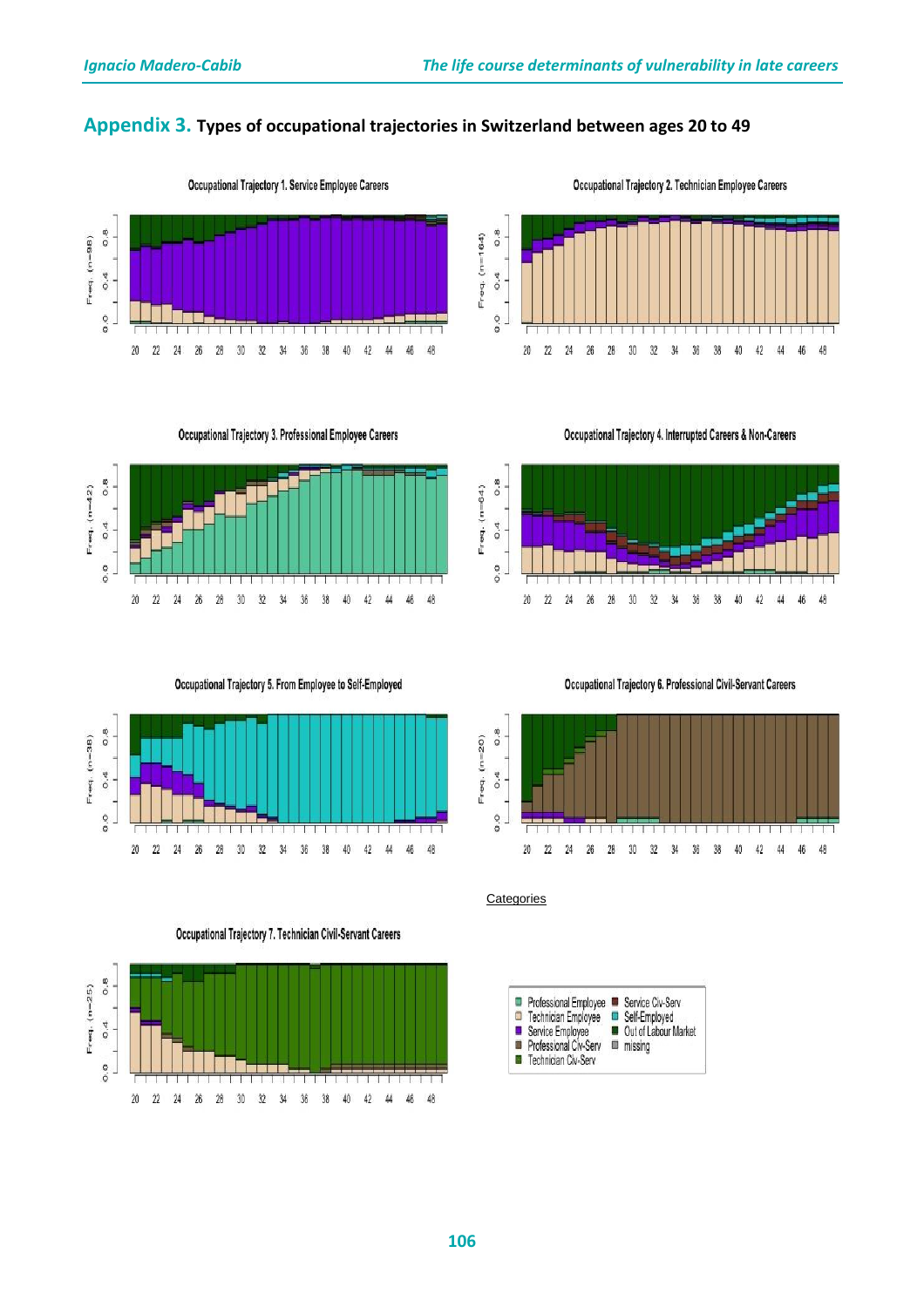# Appendix 3. Types of occupational trajectories in Switzerland between ages 20 to 49

Occupational Trajectory 1. Service Employee Careers

Freq. (n=98)

0.0 0.4 0.8

20 22 24 26 28 30 32 34 36 38 40 42 44 46 48

Occupational Trajectory 2. Technician Employee Careers

Freq. (n=164)

0.0 0.4 0.8

20 22 24 26 28 30 32 34 36 38 40 42 44 46 48

Occupational Trajectory 3. Professional Employee Careers

Freq. (n=42)

0.0 0.4 0.8

20 22 24 26 28 30 32 34 36 38 40 42 44 46 48

Occupational Trajectory 4. Interrupted Careers & Non-Careers

Freq. (n=64)

0.0 0.4 0.8

20 22 24 26 28 30 32 34 36 38 40 42 44 46 48

Occupational Trajectory 5. From Employee to Self-Employed

Freq. (n=38)

0.0 0.4 0.8

20 22 24 26 28 30 32 34 36 38 40 42 44 46 48

Occupational Trajectory 6. Professional Civil-Servant Careers

Freq. (n=20)

0.0 0.4 0.8

20 22 24 26 28 30 32 34 36 38 40 42 44 46 48

Occupational Trajectory 7. Technician Civil-Servant Careers

Freq. (n=25)

0.0 0.4 0.8

20 22 24 26 28 30 32 34 36 38 40 42 44 46 48

Categories

Professional Employee
Technician Employee
Service Employee
Professional Civ-Serv
Technician Civ-Serv
Service Civ-Serv
Self-Employed
Out of Labour Market
missing